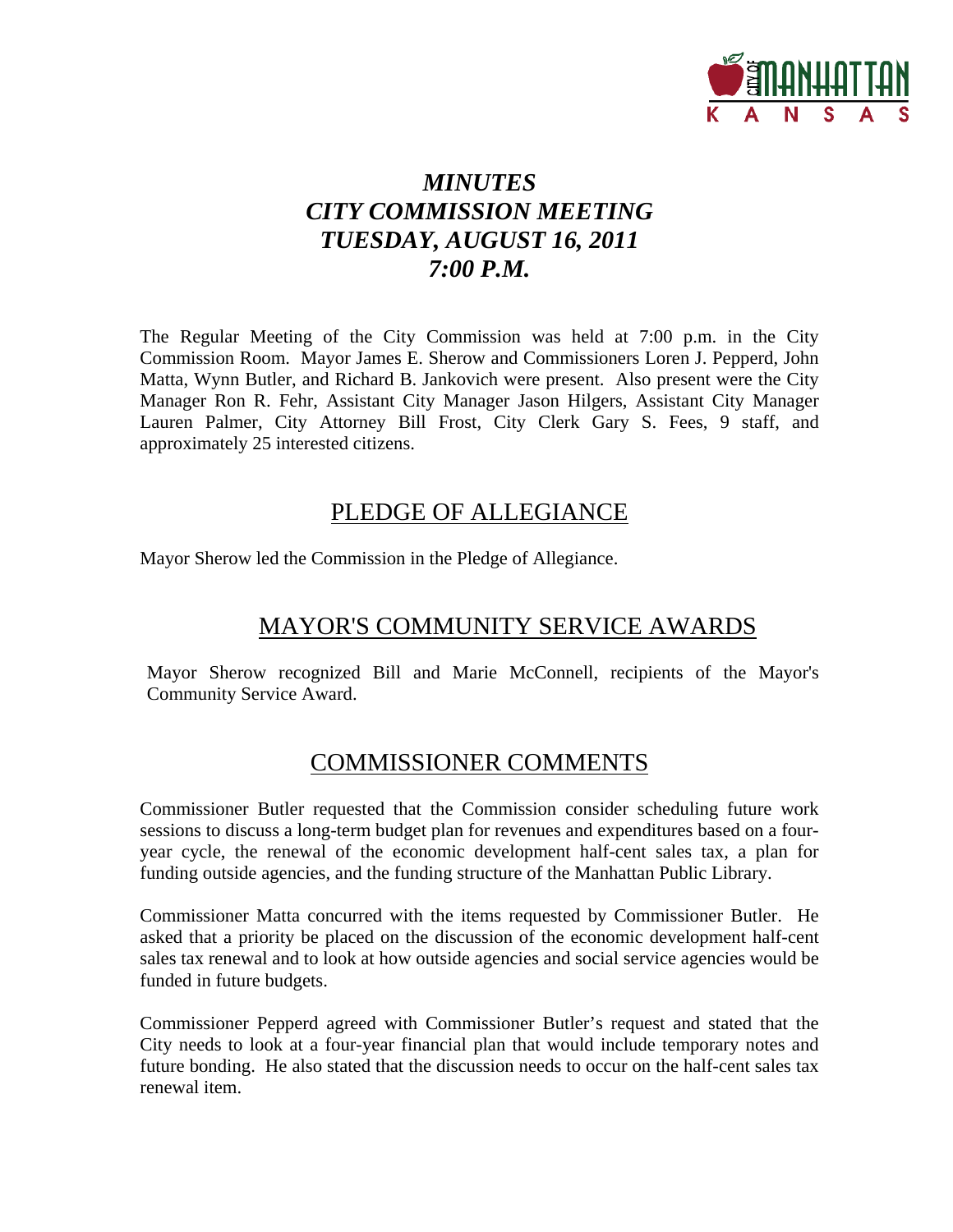# *MINUTES*
# *CITY COMMISSION MEETING*
# *TUESDAY, AUGUST 16, 2011*
# *7:00 P.M.*

The Regular Meeting of the City Commission was held at 7:00 p.m. in the City Commission Room. Mayor James E. Sherow and Commissioners Loren J. Pepperd, John Matta, Wynn Butler, and Richard B. Jankovich were present. Also present were the City Manager Ron R. Fehr, Assistant City Manager Jason Hilgers, Assistant City Manager Lauren Palmer, City Attorney Bill Frost, City Clerk Gary S. Fees, 9 staff, and approximately 25 interested citizens.

## PLEDGE OF ALLEGIANCE

Mayor Sherow led the Commission in the Pledge of Allegiance.

## MAYOR'S COMMUNITY SERVICE AWARDS

Mayor Sherow recognized Bill and Marie McConnell, recipients of the Mayor's Community Service Award.

## COMMISSIONER COMMENTS

Commissioner Butler requested that the Commission consider scheduling future work sessions to discuss a long-term budget plan for revenues and expenditures based on a four-year cycle, the renewal of the economic development half-cent sales tax, a plan for funding outside agencies, and the funding structure of the Manhattan Public Library.

Commissioner Matta concurred with the items requested by Commissioner Butler. He asked that a priority be placed on the discussion of the economic development half-cent sales tax renewal and to look at how outside agencies and social service agencies would be funded in future budgets.

Commissioner Pepperd agreed with Commissioner Butler's request and stated that the City needs to look at a four-year financial plan that would include temporary notes and future bonding. He also stated that the discussion needs to occur on the half-cent sales tax renewal item.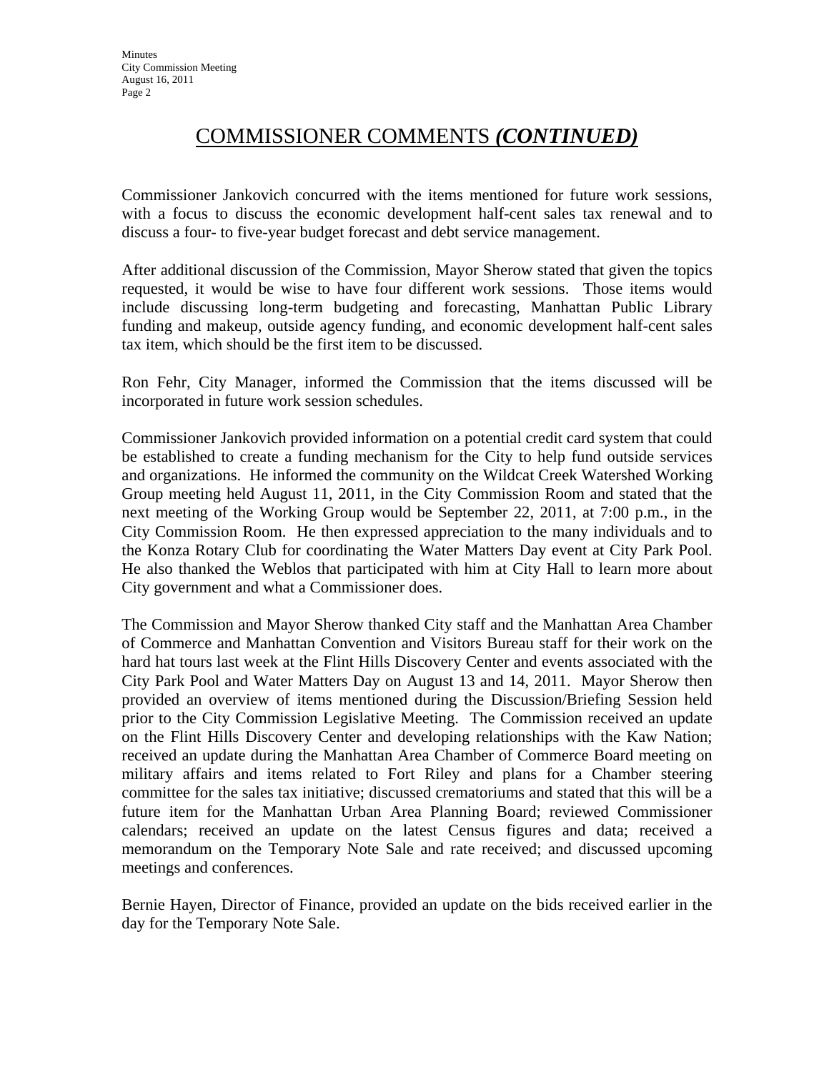# COMMISSIONER COMMENTS *(CONTINUED)*

Commissioner Jankovich concurred with the items mentioned for future work sessions, with a focus to discuss the economic development half-cent sales tax renewal and to discuss a four- to five-year budget forecast and debt service management.

After additional discussion of the Commission, Mayor Sherow stated that given the topics requested, it would be wise to have four different work sessions. Those items would include discussing long-term budgeting and forecasting, Manhattan Public Library funding and makeup, outside agency funding, and economic development half-cent sales tax item, which should be the first item to be discussed.

Ron Fehr, City Manager, informed the Commission that the items discussed will be incorporated in future work session schedules.

Commissioner Jankovich provided information on a potential credit card system that could be established to create a funding mechanism for the City to help fund outside services and organizations. He informed the community on the Wildcat Creek Watershed Working Group meeting held August 11, 2011, in the City Commission Room and stated that the next meeting of the Working Group would be September 22, 2011, at 7:00 p.m., in the City Commission Room. He then expressed appreciation to the many individuals and to the Konza Rotary Club for coordinating the Water Matters Day event at City Park Pool. He also thanked the Weblos that participated with him at City Hall to learn more about City government and what a Commissioner does.

The Commission and Mayor Sherow thanked City staff and the Manhattan Area Chamber of Commerce and Manhattan Convention and Visitors Bureau staff for their work on the hard hat tours last week at the Flint Hills Discovery Center and events associated with the City Park Pool and Water Matters Day on August 13 and 14, 2011. Mayor Sherow then provided an overview of items mentioned during the Discussion/Briefing Session held prior to the City Commission Legislative Meeting. The Commission received an update on the Flint Hills Discovery Center and developing relationships with the Kaw Nation; received an update during the Manhattan Area Chamber of Commerce Board meeting on military affairs and items related to Fort Riley and plans for a Chamber steering committee for the sales tax initiative; discussed crematoriums and stated that this will be a future item for the Manhattan Urban Area Planning Board; reviewed Commissioner calendars; received an update on the latest Census figures and data; received a memorandum on the Temporary Note Sale and rate received; and discussed upcoming meetings and conferences.

Bernie Hayen, Director of Finance, provided an update on the bids received earlier in the day for the Temporary Note Sale.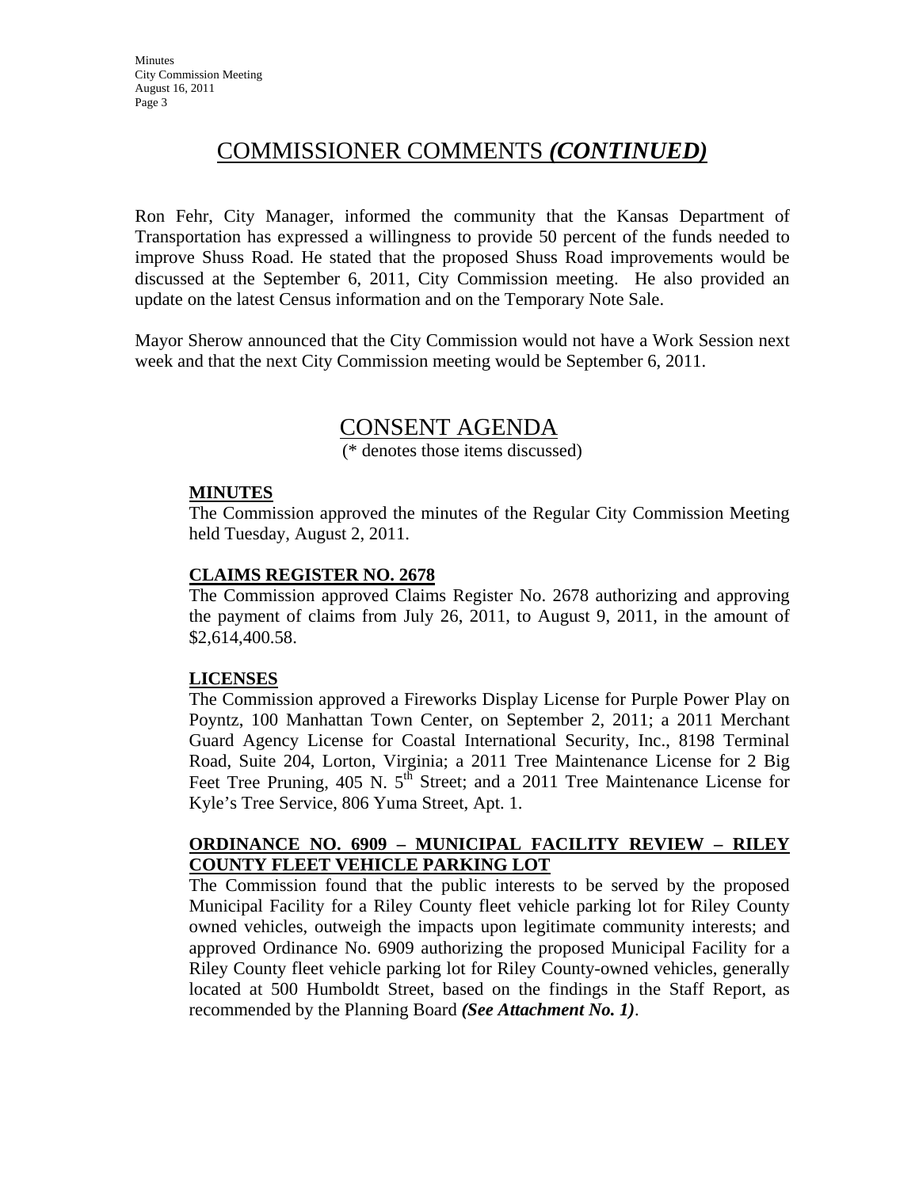# COMMISSIONER COMMENTS *(CONTINUED)*

Ron Fehr, City Manager, informed the community that the Kansas Department of Transportation has expressed a willingness to provide 50 percent of the funds needed to improve Shuss Road. He stated that the proposed Shuss Road improvements would be discussed at the September 6, 2011, City Commission meeting. He also provided an update on the latest Census information and on the Temporary Note Sale.

Mayor Sherow announced that the City Commission would not have a Work Session next week and that the next City Commission meeting would be September 6, 2011.

# CONSENT AGENDA

(* denotes those items discussed)

**MINUTES**

The Commission approved the minutes of the Regular City Commission Meeting held Tuesday, August 2, 2011.

**CLAIMS REGISTER NO. 2678**

The Commission approved Claims Register No. 2678 authorizing and approving the payment of claims from July 26, 2011, to August 9, 2011, in the amount of $2,614,400.58.

**LICENSES**

The Commission approved a Fireworks Display License for Purple Power Play on Poyntz, 100 Manhattan Town Center, on September 2, 2011; a 2011 Merchant Guard Agency License for Coastal International Security, Inc., 8198 Terminal Road, Suite 204, Lorton, Virginia; a 2011 Tree Maintenance License for 2 Big Feet Tree Pruning, 405 N. 5th Street; and a 2011 Tree Maintenance License for Kyle's Tree Service, 806 Yuma Street, Apt. 1.

**ORDINANCE NO. 6909 – MUNICIPAL FACILITY REVIEW – RILEY COUNTY FLEET VEHICLE PARKING LOT**

The Commission found that the public interests to be served by the proposed Municipal Facility for a Riley County fleet vehicle parking lot for Riley County owned vehicles, outweigh the impacts upon legitimate community interests; and approved Ordinance No. 6909 authorizing the proposed Municipal Facility for a Riley County fleet vehicle parking lot for Riley County-owned vehicles, generally located at 500 Humboldt Street, based on the findings in the Staff Report, as recommended by the Planning Board ***(See Attachment No. 1)***.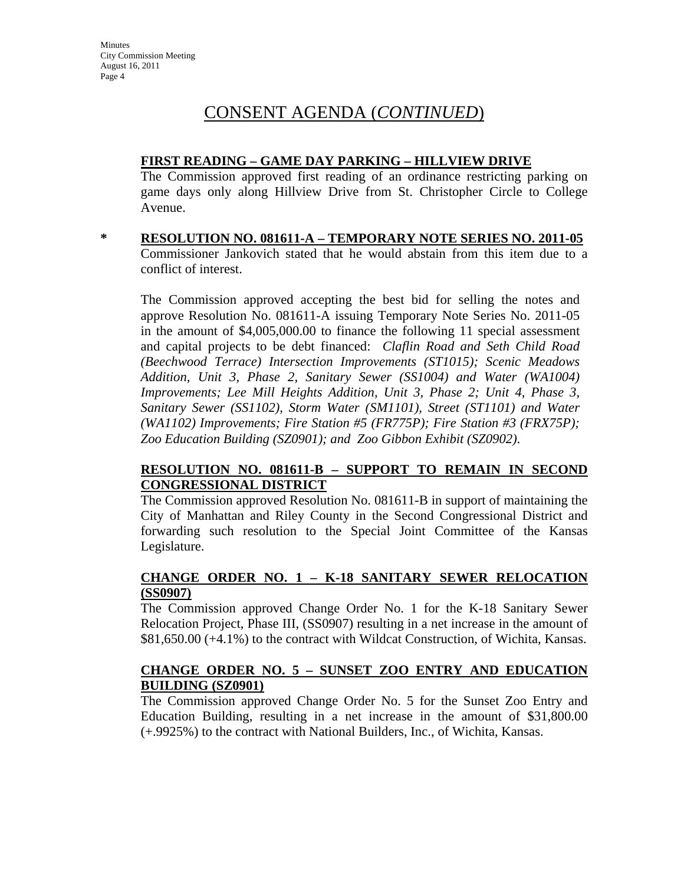# CONSENT AGENDA (*CONTINUED*)

**FIRST READING – GAME DAY PARKING – HILLVIEW DRIVE**

The Commission approved first reading of an ordinance restricting parking on game days only along Hillview Drive from St. Christopher Circle to College Avenue.

\* **RESOLUTION NO. 081611-A – TEMPORARY NOTE SERIES NO. 2011-05**

Commissioner Jankovich stated that he would abstain from this item due to a conflict of interest.

The Commission approved accepting the best bid for selling the notes and approve Resolution No. 081611-A issuing Temporary Note Series No. 2011-05 in the amount of $4,005,000.00 to finance the following 11 special assessment and capital projects to be debt financed: *Claflin Road and Seth Child Road (Beechwood Terrace) Intersection Improvements (ST1015); Scenic Meadows Addition, Unit 3, Phase 2, Sanitary Sewer (SS1004) and Water (WA1004) Improvements; Lee Mill Heights Addition, Unit 3, Phase 2; Unit 4, Phase 3, Sanitary Sewer (SS1102), Storm Water (SM1101), Street (ST1101) and Water (WA1102) Improvements; Fire Station #5 (FR775P); Fire Station #3 (FRX75P); Zoo Education Building (SZ0901); and Zoo Gibbon Exhibit (SZ0902).*

**RESOLUTION NO. 081611-B – SUPPORT TO REMAIN IN SECOND CONGRESSIONAL DISTRICT**

The Commission approved Resolution No. 081611-B in support of maintaining the City of Manhattan and Riley County in the Second Congressional District and forwarding such resolution to the Special Joint Committee of the Kansas Legislature.

**CHANGE ORDER NO. 1 – K-18 SANITARY SEWER RELOCATION (SS0907)**

The Commission approved Change Order No. 1 for the K-18 Sanitary Sewer Relocation Project, Phase III, (SS0907) resulting in a net increase in the amount of $81,650.00 (+4.1%) to the contract with Wildcat Construction, of Wichita, Kansas.

**CHANGE ORDER NO. 5 – SUNSET ZOO ENTRY AND EDUCATION BUILDING (SZ0901)**

The Commission approved Change Order No. 5 for the Sunset Zoo Entry and Education Building, resulting in a net increase in the amount of $31,800.00 (+.9925%) to the contract with National Builders, Inc., of Wichita, Kansas.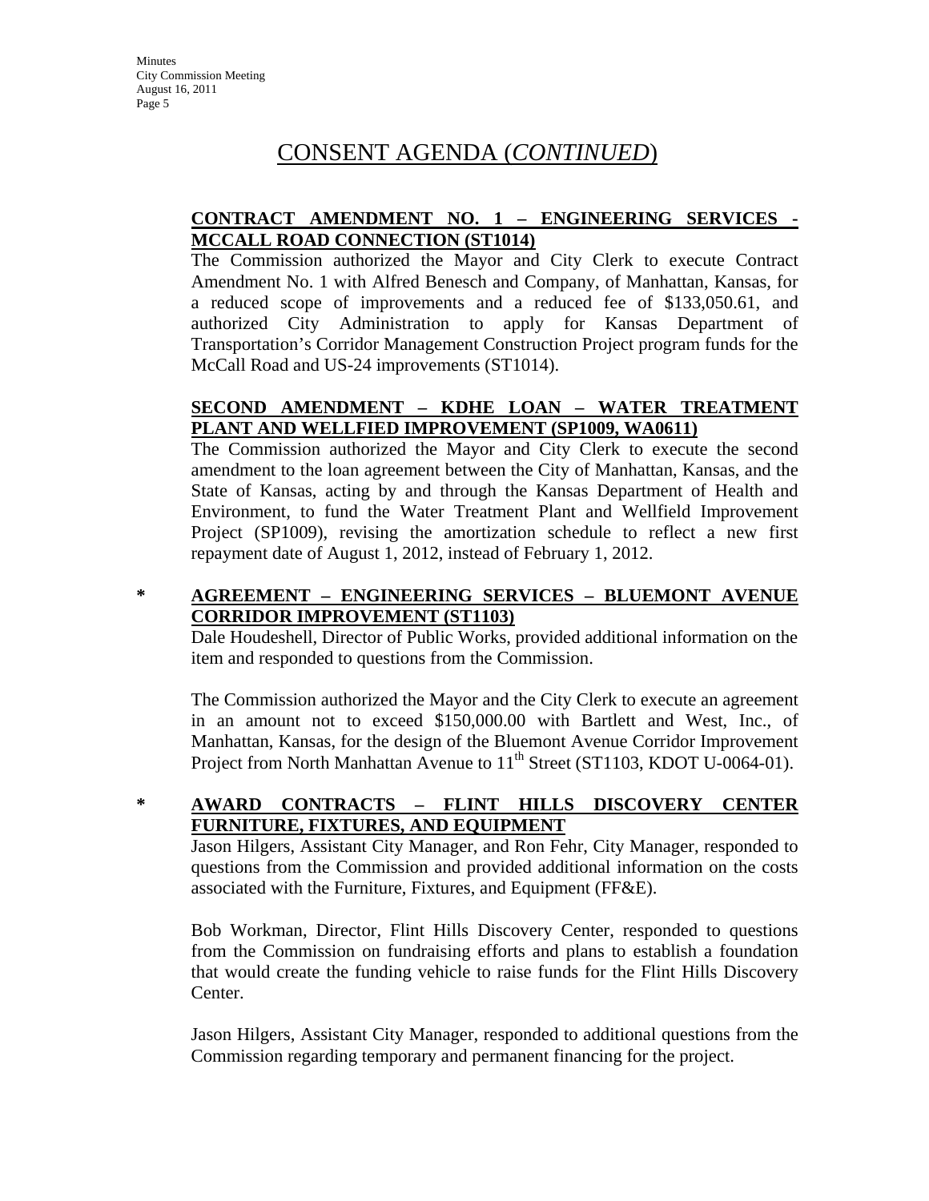# CONSENT AGENDA (*CONTINUED*)

**CONTRACT AMENDMENT NO. 1 – ENGINEERING SERVICES - MCCALL ROAD CONNECTION (ST1014)**

The Commission authorized the Mayor and City Clerk to execute Contract Amendment No. 1 with Alfred Benesch and Company, of Manhattan, Kansas, for a reduced scope of improvements and a reduced fee of $133,050.61, and authorized City Administration to apply for Kansas Department of Transportation's Corridor Management Construction Project program funds for the McCall Road and US-24 improvements (ST1014).

**SECOND AMENDMENT – KDHE LOAN – WATER TREATMENT PLANT AND WELLFIED IMPROVEMENT (SP1009, WA0611)**

The Commission authorized the Mayor and City Clerk to execute the second amendment to the loan agreement between the City of Manhattan, Kansas, and the State of Kansas, acting by and through the Kansas Department of Health and Environment, to fund the Water Treatment Plant and Wellfield Improvement Project (SP1009), revising the amortization schedule to reflect a new first repayment date of August 1, 2012, instead of February 1, 2012.

\* **AGREEMENT – ENGINEERING SERVICES – BLUEMONT AVENUE CORRIDOR IMPROVEMENT (ST1103)**

Dale Houdeshell, Director of Public Works, provided additional information on the item and responded to questions from the Commission.

The Commission authorized the Mayor and the City Clerk to execute an agreement in an amount not to exceed $150,000.00 with Bartlett and West, Inc., of Manhattan, Kansas, for the design of the Bluemont Avenue Corridor Improvement Project from North Manhattan Avenue to 11th Street (ST1103, KDOT U-0064-01).

\* **AWARD CONTRACTS – FLINT HILLS DISCOVERY CENTER FURNITURE, FIXTURES, AND EQUIPMENT**

Jason Hilgers, Assistant City Manager, and Ron Fehr, City Manager, responded to questions from the Commission and provided additional information on the costs associated with the Furniture, Fixtures, and Equipment (FF&E).

Bob Workman, Director, Flint Hills Discovery Center, responded to questions from the Commission on fundraising efforts and plans to establish a foundation that would create the funding vehicle to raise funds for the Flint Hills Discovery Center.

Jason Hilgers, Assistant City Manager, responded to additional questions from the Commission regarding temporary and permanent financing for the project.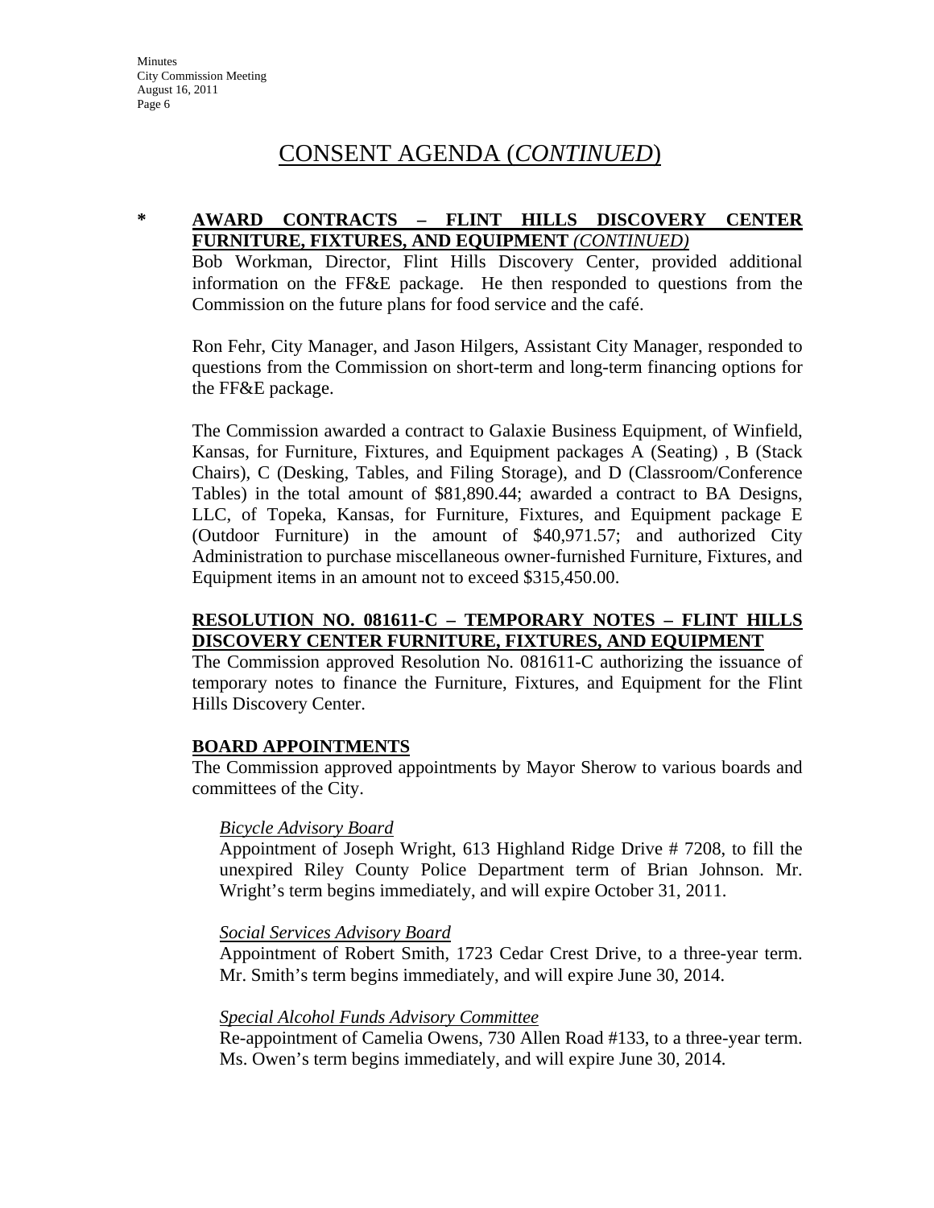# CONSENT AGENDA (*CONTINUED*)

**\* AWARD CONTRACTS – FLINT HILLS DISCOVERY CENTER FURNITURE, FIXTURES, AND EQUIPMENT** ***(CONTINUED)***

Bob Workman, Director, Flint Hills Discovery Center, provided additional information on the FF&E package. He then responded to questions from the Commission on the future plans for food service and the café.

Ron Fehr, City Manager, and Jason Hilgers, Assistant City Manager, responded to questions from the Commission on short-term and long-term financing options for the FF&E package.

The Commission awarded a contract to Galaxie Business Equipment, of Winfield, Kansas, for Furniture, Fixtures, and Equipment packages A (Seating) , B (Stack Chairs), C (Desking, Tables, and Filing Storage), and D (Classroom/Conference Tables) in the total amount of $81,890.44; awarded a contract to BA Designs, LLC, of Topeka, Kansas, for Furniture, Fixtures, and Equipment package E (Outdoor Furniture) in the amount of $40,971.57; and authorized City Administration to purchase miscellaneous owner-furnished Furniture, Fixtures, and Equipment items in an amount not to exceed $315,450.00.

**RESOLUTION NO. 081611-C – TEMPORARY NOTES – FLINT HILLS DISCOVERY CENTER FURNITURE, FIXTURES, AND EQUIPMENT**

The Commission approved Resolution No. 081611-C authorizing the issuance of temporary notes to finance the Furniture, Fixtures, and Equipment for the Flint Hills Discovery Center.

**BOARD APPOINTMENTS**

The Commission approved appointments by Mayor Sherow to various boards and committees of the City.

*Bicycle Advisory Board*

Appointment of Joseph Wright, 613 Highland Ridge Drive # 7208, to fill the unexpired Riley County Police Department term of Brian Johnson. Mr. Wright's term begins immediately, and will expire October 31, 2011.

*Social Services Advisory Board*

Appointment of Robert Smith, 1723 Cedar Crest Drive, to a three-year term. Mr. Smith's term begins immediately, and will expire June 30, 2014.

*Special Alcohol Funds Advisory Committee*

Re-appointment of Camelia Owens, 730 Allen Road #133, to a three-year term. Ms. Owen's term begins immediately, and will expire June 30, 2014.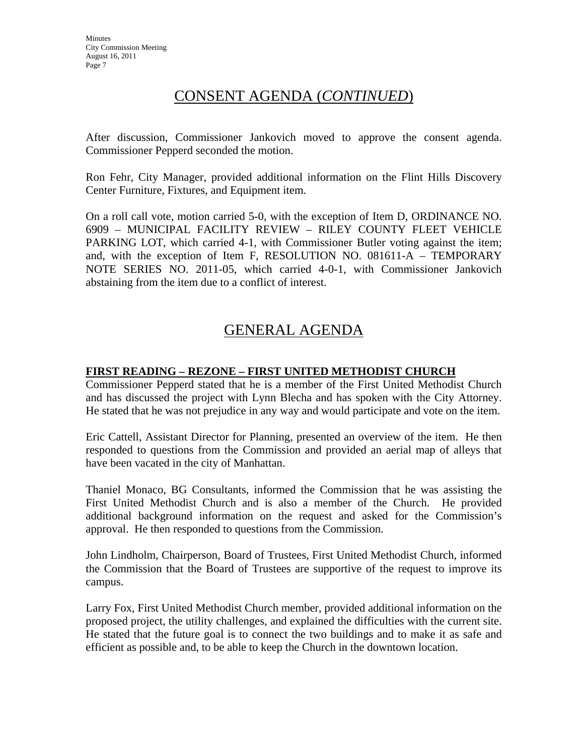## CONSENT AGENDA (*CONTINUED*)

After discussion, Commissioner Jankovich moved to approve the consent agenda. Commissioner Pepperd seconded the motion.

Ron Fehr, City Manager, provided additional information on the Flint Hills Discovery Center Furniture, Fixtures, and Equipment item.

On a roll call vote, motion carried 5-0, with the exception of Item D, ORDINANCE NO. 6909 – MUNICIPAL FACILITY REVIEW – RILEY COUNTY FLEET VEHICLE PARKING LOT, which carried 4-1, with Commissioner Butler voting against the item; and, with the exception of Item F, RESOLUTION NO. 081611-A – TEMPORARY NOTE SERIES NO. 2011-05, which carried 4-0-1, with Commissioner Jankovich abstaining from the item due to a conflict of interest.

## GENERAL AGENDA

**FIRST READING – REZONE – FIRST UNITED METHODIST CHURCH**

Commissioner Pepperd stated that he is a member of the First United Methodist Church and has discussed the project with Lynn Blecha and has spoken with the City Attorney. He stated that he was not prejudice in any way and would participate and vote on the item.

Eric Cattell, Assistant Director for Planning, presented an overview of the item. He then responded to questions from the Commission and provided an aerial map of alleys that have been vacated in the city of Manhattan.

Thaniel Monaco, BG Consultants, informed the Commission that he was assisting the First United Methodist Church and is also a member of the Church. He provided additional background information on the request and asked for the Commission's approval. He then responded to questions from the Commission.

John Lindholm, Chairperson, Board of Trustees, First United Methodist Church, informed the Commission that the Board of Trustees are supportive of the request to improve its campus.

Larry Fox, First United Methodist Church member, provided additional information on the proposed project, the utility challenges, and explained the difficulties with the current site. He stated that the future goal is to connect the two buildings and to make it as safe and efficient as possible and, to be able to keep the Church in the downtown location.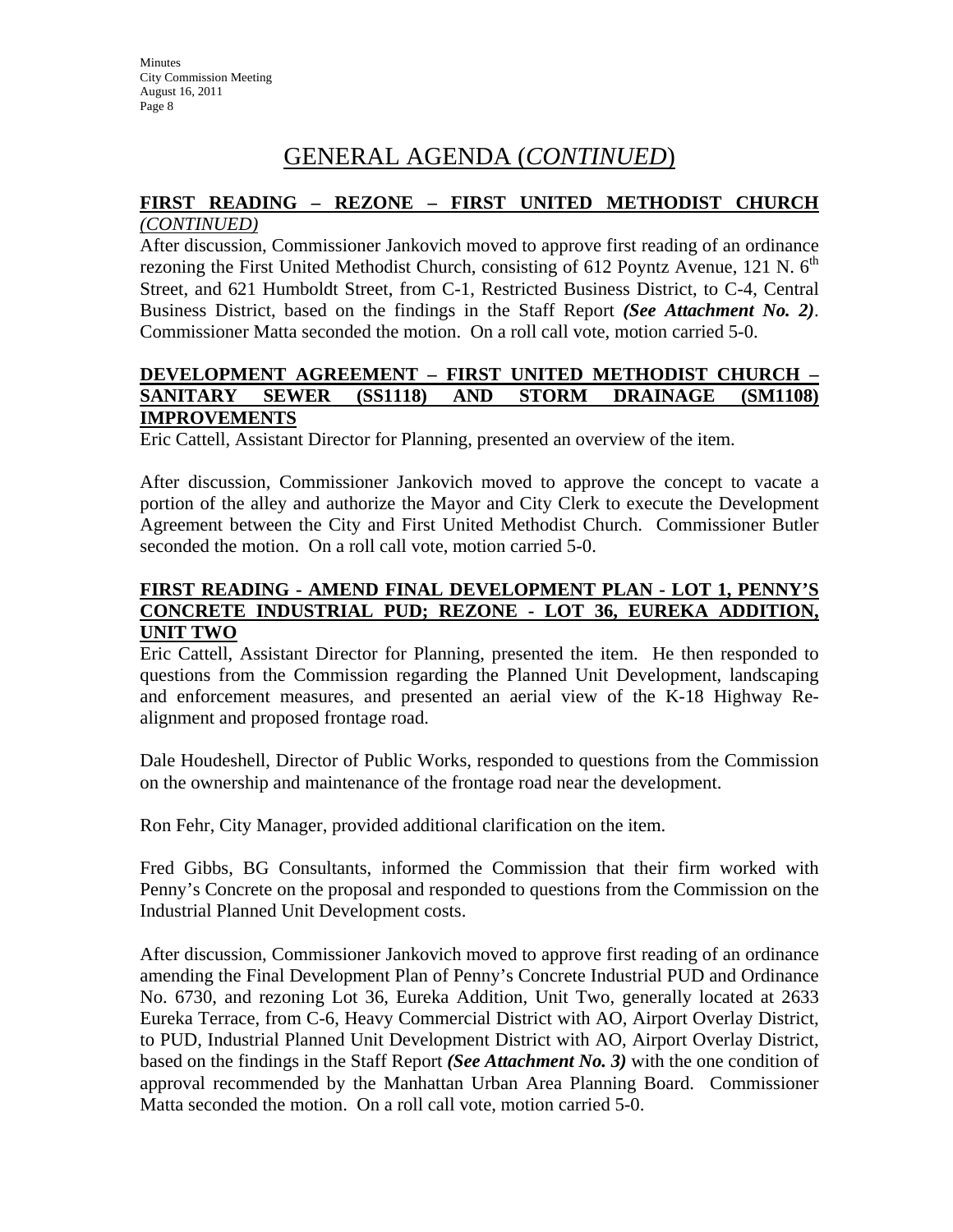# GENERAL AGENDA (*CONTINUED*)

**FIRST READING – REZONE – FIRST UNITED METHODIST CHURCH** *(CONTINUED)*

After discussion, Commissioner Jankovich moved to approve first reading of an ordinance rezoning the First United Methodist Church, consisting of 612 Poyntz Avenue, 121 N. 6th Street, and 621 Humboldt Street, from C-1, Restricted Business District, to C-4, Central Business District, based on the findings in the Staff Report ***(See Attachment No. 2)***. Commissioner Matta seconded the motion. On a roll call vote, motion carried 5-0.

**DEVELOPMENT AGREEMENT – FIRST UNITED METHODIST CHURCH – SANITARY SEWER (SS1118) AND STORM DRAINAGE (SM1108) IMPROVEMENTS**

Eric Cattell, Assistant Director for Planning, presented an overview of the item.

After discussion, Commissioner Jankovich moved to approve the concept to vacate a portion of the alley and authorize the Mayor and City Clerk to execute the Development Agreement between the City and First United Methodist Church. Commissioner Butler seconded the motion. On a roll call vote, motion carried 5-0.

**FIRST READING - AMEND FINAL DEVELOPMENT PLAN - LOT 1, PENNY'S CONCRETE INDUSTRIAL PUD; REZONE - LOT 36, EUREKA ADDITION, UNIT TWO**

Eric Cattell, Assistant Director for Planning, presented the item. He then responded to questions from the Commission regarding the Planned Unit Development, landscaping and enforcement measures, and presented an aerial view of the K-18 Highway Re-alignment and proposed frontage road.

Dale Houdeshell, Director of Public Works, responded to questions from the Commission on the ownership and maintenance of the frontage road near the development.

Ron Fehr, City Manager, provided additional clarification on the item.

Fred Gibbs, BG Consultants, informed the Commission that their firm worked with Penny's Concrete on the proposal and responded to questions from the Commission on the Industrial Planned Unit Development costs.

After discussion, Commissioner Jankovich moved to approve first reading of an ordinance amending the Final Development Plan of Penny's Concrete Industrial PUD and Ordinance No. 6730, and rezoning Lot 36, Eureka Addition, Unit Two, generally located at 2633 Eureka Terrace, from C-6, Heavy Commercial District with AO, Airport Overlay District, to PUD, Industrial Planned Unit Development District with AO, Airport Overlay District, based on the findings in the Staff Report ***(See Attachment No. 3)*** with the one condition of approval recommended by the Manhattan Urban Area Planning Board. Commissioner Matta seconded the motion. On a roll call vote, motion carried 5-0.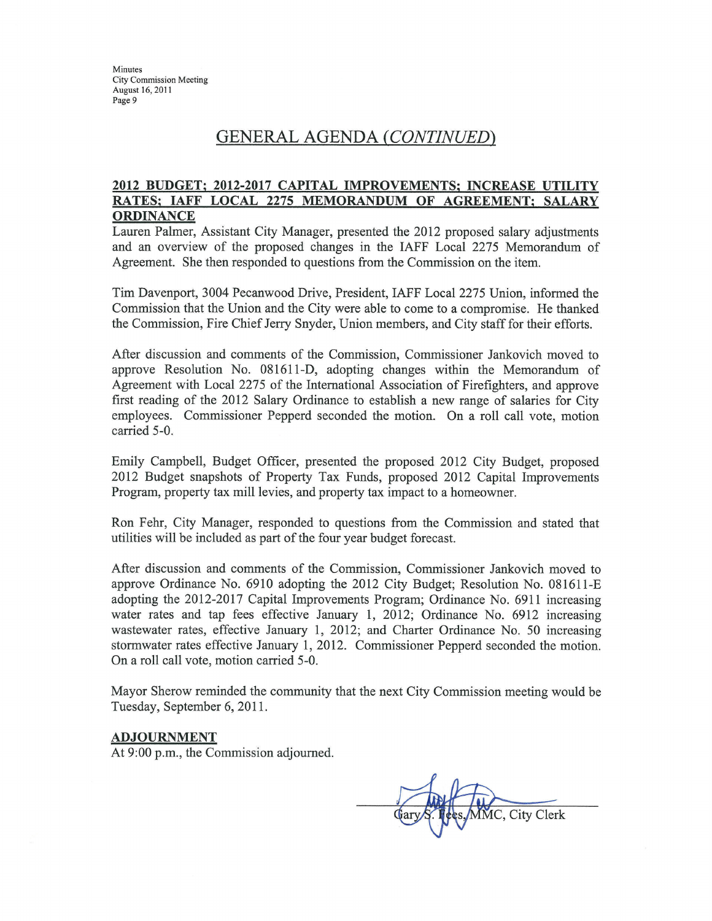## GENERAL AGENDA (*CONTINUED*)

**2012 BUDGET; 2012-2017 CAPITAL IMPROVEMENTS; INCREASE UTILITY RATES; IAFF LOCAL 2275 MEMORANDUM OF AGREEMENT; SALARY ORDINANCE**

Lauren Palmer, Assistant City Manager, presented the 2012 proposed salary adjustments and an overview of the proposed changes in the IAFF Local 2275 Memorandum of Agreement. She then responded to questions from the Commission on the item.

Tim Davenport, 3004 Pecanwood Drive, President, IAFF Local 2275 Union, informed the Commission that the Union and the City were able to come to a compromise. He thanked the Commission, Fire Chief Jerry Snyder, Union members, and City staff for their efforts.

After discussion and comments of the Commission, Commissioner Jankovich moved to approve Resolution No. 081611-D, adopting changes within the Memorandum of Agreement with Local 2275 of the International Association of Firefighters, and approve first reading of the 2012 Salary Ordinance to establish a new range of salaries for City employees. Commissioner Pepperd seconded the motion. On a roll call vote, motion carried 5-0.

Emily Campbell, Budget Officer, presented the proposed 2012 City Budget, proposed 2012 Budget snapshots of Property Tax Funds, proposed 2012 Capital Improvements Program, property tax mill levies, and property tax impact to a homeowner.

Ron Fehr, City Manager, responded to questions from the Commission and stated that utilities will be included as part of the four year budget forecast.

After discussion and comments of the Commission, Commissioner Jankovich moved to approve Ordinance No. 6910 adopting the 2012 City Budget; Resolution No. 081611-E adopting the 2012-2017 Capital Improvements Program; Ordinance No. 6911 increasing water rates and tap fees effective January 1, 2012; Ordinance No. 6912 increasing wastewater rates, effective January 1, 2012; and Charter Ordinance No. 50 increasing stormwater rates effective January 1, 2012. Commissioner Pepperd seconded the motion. On a roll call vote, motion carried 5-0.

Mayor Sherow reminded the community that the next City Commission meeting would be Tuesday, September 6, 2011.

**ADJOURNMENT**

At 9:00 p.m., the Commission adjourned.

Gary S. Fees, MMC, City Clerk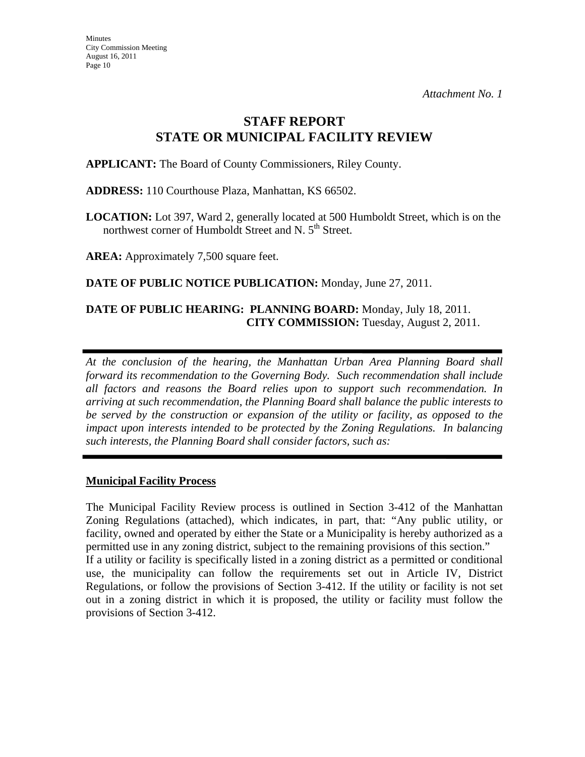*Attachment No. 1*

# STAFF REPORT
# STATE OR MUNICIPAL FACILITY REVIEW

**APPLICANT:** The Board of County Commissioners, Riley County.

**ADDRESS:** 110 Courthouse Plaza, Manhattan, KS 66502.

**LOCATION:** Lot 397, Ward 2, generally located at 500 Humboldt Street, which is on the northwest corner of Humboldt Street and N. 5th Street.

**AREA:** Approximately 7,500 square feet.

**DATE OF PUBLIC NOTICE PUBLICATION:** Monday, June 27, 2011.

**DATE OF PUBLIC HEARING: PLANNING BOARD:** Monday, July 18, 2011.
**CITY COMMISSION:** Tuesday, August 2, 2011.

---

*At the conclusion of the hearing, the Manhattan Urban Area Planning Board shall forward its recommendation to the Governing Body. Such recommendation shall include all factors and reasons the Board relies upon to support such recommendation. In arriving at such recommendation, the Planning Board shall balance the public interests to be served by the construction or expansion of the utility or facility, as opposed to the impact upon interests intended to be protected by the Zoning Regulations. In balancing such interests, the Planning Board shall consider factors, such as:*

---

**Municipal Facility Process**

The Municipal Facility Review process is outlined in Section 3-412 of the Manhattan Zoning Regulations (attached), which indicates, in part, that: "Any public utility, or facility, owned and operated by either the State or a Municipality is hereby authorized as a permitted use in any zoning district, subject to the remaining provisions of this section."
If a utility or facility is specifically listed in a zoning district as a permitted or conditional use, the municipality can follow the requirements set out in Article IV, District Regulations, or follow the provisions of Section 3-412. If the utility or facility is not set out in a zoning district in which it is proposed, the utility or facility must follow the provisions of Section 3-412.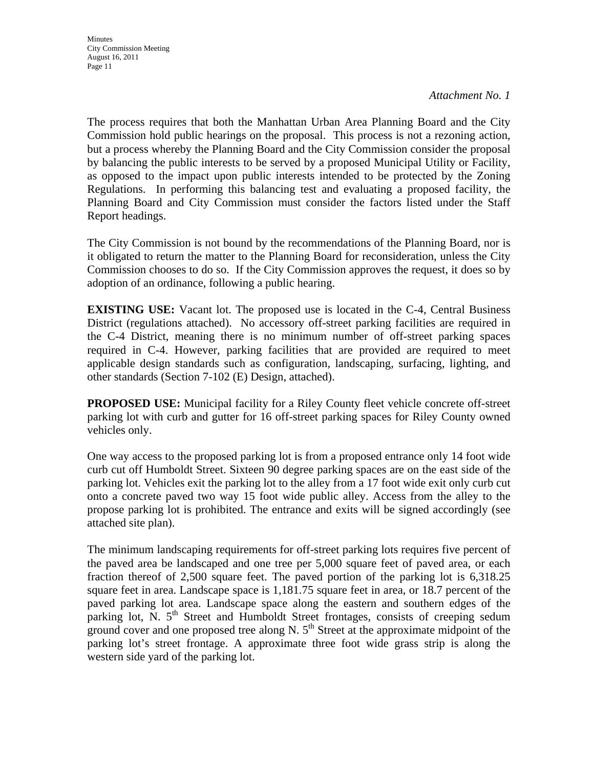*Attachment No. 1*

The process requires that both the Manhattan Urban Area Planning Board and the City Commission hold public hearings on the proposal. This process is not a rezoning action, but a process whereby the Planning Board and the City Commission consider the proposal by balancing the public interests to be served by a proposed Municipal Utility or Facility, as opposed to the impact upon public interests intended to be protected by the Zoning Regulations. In performing this balancing test and evaluating a proposed facility, the Planning Board and City Commission must consider the factors listed under the Staff Report headings.

The City Commission is not bound by the recommendations of the Planning Board, nor is it obligated to return the matter to the Planning Board for reconsideration, unless the City Commission chooses to do so. If the City Commission approves the request, it does so by adoption of an ordinance, following a public hearing.

**EXISTING USE:** Vacant lot. The proposed use is located in the C-4, Central Business District (regulations attached). No accessory off-street parking facilities are required in the C-4 District, meaning there is no minimum number of off-street parking spaces required in C-4. However, parking facilities that are provided are required to meet applicable design standards such as configuration, landscaping, surfacing, lighting, and other standards (Section 7-102 (E) Design, attached).

**PROPOSED USE:** Municipal facility for a Riley County fleet vehicle concrete off-street parking lot with curb and gutter for 16 off-street parking spaces for Riley County owned vehicles only.

One way access to the proposed parking lot is from a proposed entrance only 14 foot wide curb cut off Humboldt Street. Sixteen 90 degree parking spaces are on the east side of the parking lot. Vehicles exit the parking lot to the alley from a 17 foot wide exit only curb cut onto a concrete paved two way 15 foot wide public alley. Access from the alley to the propose parking lot is prohibited. The entrance and exits will be signed accordingly (see attached site plan).

The minimum landscaping requirements for off-street parking lots requires five percent of the paved area be landscaped and one tree per 5,000 square feet of paved area, or each fraction thereof of 2,500 square feet. The paved portion of the parking lot is 6,318.25 square feet in area. Landscape space is 1,181.75 square feet in area, or 18.7 percent of the paved parking lot area. Landscape space along the eastern and southern edges of the parking lot, N. 5th Street and Humboldt Street frontages, consists of creeping sedum ground cover and one proposed tree along N. 5th Street at the approximate midpoint of the parking lot's street frontage. A approximate three foot wide grass strip is along the western side yard of the parking lot.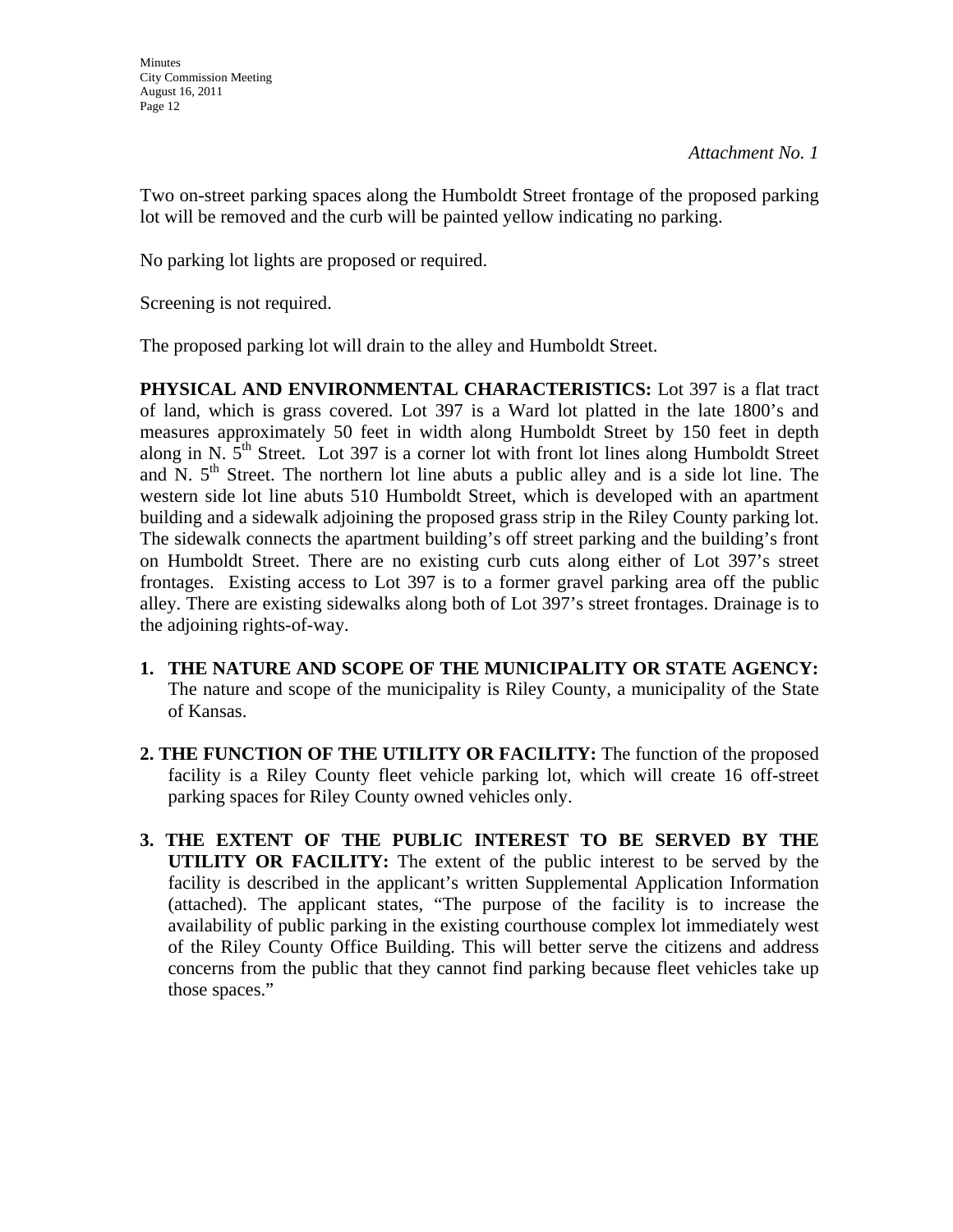*Attachment No. 1*

Two on-street parking spaces along the Humboldt Street frontage of the proposed parking lot will be removed and the curb will be painted yellow indicating no parking.

No parking lot lights are proposed or required.

Screening is not required.

The proposed parking lot will drain to the alley and Humboldt Street.

**PHYSICAL AND ENVIRONMENTAL CHARACTERISTICS:** Lot 397 is a flat tract of land, which is grass covered. Lot 397 is a Ward lot platted in the late 1800's and measures approximately 50 feet in width along Humboldt Street by 150 feet in depth along in N. 5th Street. Lot 397 is a corner lot with front lot lines along Humboldt Street and N. 5th Street. The northern lot line abuts a public alley and is a side lot line. The western side lot line abuts 510 Humboldt Street, which is developed with an apartment building and a sidewalk adjoining the proposed grass strip in the Riley County parking lot. The sidewalk connects the apartment building's off street parking and the building's front on Humboldt Street. There are no existing curb cuts along either of Lot 397's street frontages. Existing access to Lot 397 is to a former gravel parking area off the public alley. There are existing sidewalks along both of Lot 397's street frontages. Drainage is to the adjoining rights-of-way.

1. **THE NATURE AND SCOPE OF THE MUNICIPALITY OR STATE AGENCY:** The nature and scope of the municipality is Riley County, a municipality of the State of Kansas.

2. **THE FUNCTION OF THE UTILITY OR FACILITY:** The function of the proposed facility is a Riley County fleet vehicle parking lot, which will create 16 off-street parking spaces for Riley County owned vehicles only.

3. **THE EXTENT OF THE PUBLIC INTEREST TO BE SERVED BY THE UTILITY OR FACILITY:** The extent of the public interest to be served by the facility is described in the applicant's written Supplemental Application Information (attached). The applicant states, "The purpose of the facility is to increase the availability of public parking in the existing courthouse complex lot immediately west of the Riley County Office Building. This will better serve the citizens and address concerns from the public that they cannot find parking because fleet vehicles take up those spaces."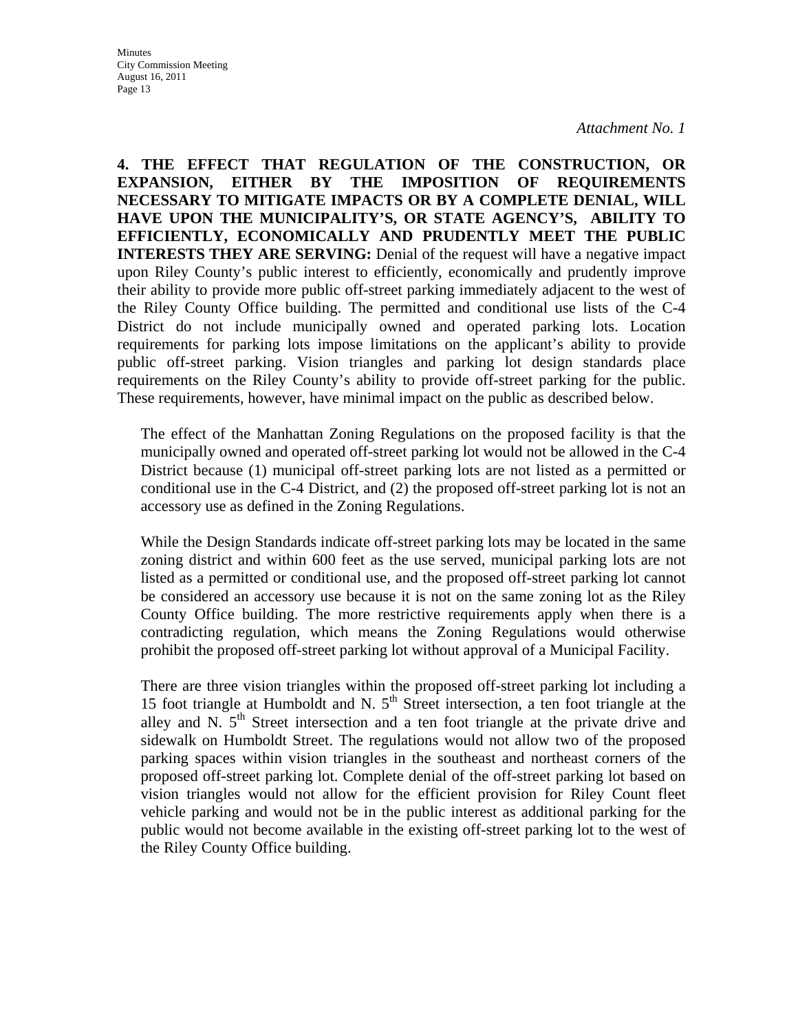*Attachment No. 1*

**4. THE EFFECT THAT REGULATION OF THE CONSTRUCTION, OR EXPANSION, EITHER BY THE IMPOSITION OF REQUIREMENTS NECESSARY TO MITIGATE IMPACTS OR BY A COMPLETE DENIAL, WILL HAVE UPON THE MUNICIPALITY'S, OR STATE AGENCY'S, ABILITY TO EFFICIENTLY, ECONOMICALLY AND PRUDENTLY MEET THE PUBLIC INTERESTS THEY ARE SERVING:** Denial of the request will have a negative impact upon Riley County's public interest to efficiently, economically and prudently improve their ability to provide more public off-street parking immediately adjacent to the west of the Riley County Office building. The permitted and conditional use lists of the C-4 District do not include municipally owned and operated parking lots. Location requirements for parking lots impose limitations on the applicant's ability to provide public off-street parking. Vision triangles and parking lot design standards place requirements on the Riley County's ability to provide off-street parking for the public. These requirements, however, have minimal impact on the public as described below.

The effect of the Manhattan Zoning Regulations on the proposed facility is that the municipally owned and operated off-street parking lot would not be allowed in the C-4 District because (1) municipal off-street parking lots are not listed as a permitted or conditional use in the C-4 District, and (2) the proposed off-street parking lot is not an accessory use as defined in the Zoning Regulations.

While the Design Standards indicate off-street parking lots may be located in the same zoning district and within 600 feet as the use served, municipal parking lots are not listed as a permitted or conditional use, and the proposed off-street parking lot cannot be considered an accessory use because it is not on the same zoning lot as the Riley County Office building. The more restrictive requirements apply when there is a contradicting regulation, which means the Zoning Regulations would otherwise prohibit the proposed off-street parking lot without approval of a Municipal Facility.

There are three vision triangles within the proposed off-street parking lot including a 15 foot triangle at Humboldt and N. 5th Street intersection, a ten foot triangle at the alley and N. 5th Street intersection and a ten foot triangle at the private drive and sidewalk on Humboldt Street. The regulations would not allow two of the proposed parking spaces within vision triangles in the southeast and northeast corners of the proposed off-street parking lot. Complete denial of the off-street parking lot based on vision triangles would not allow for the efficient provision for Riley Count fleet vehicle parking and would not be in the public interest as additional parking for the public would not become available in the existing off-street parking lot to the west of the Riley County Office building.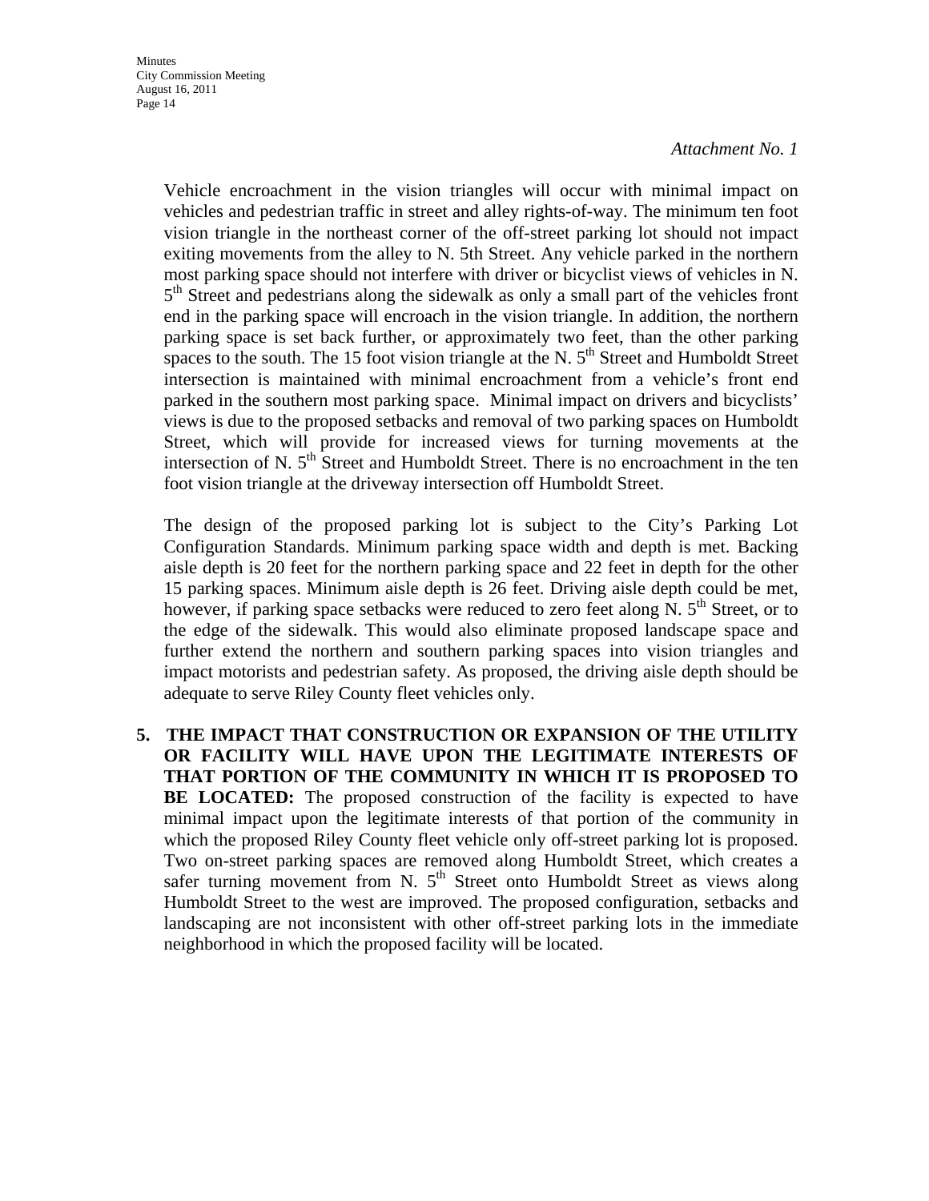*Attachment No. 1*

Vehicle encroachment in the vision triangles will occur with minimal impact on vehicles and pedestrian traffic in street and alley rights-of-way. The minimum ten foot vision triangle in the northeast corner of the off-street parking lot should not impact exiting movements from the alley to N. 5th Street. Any vehicle parked in the northern most parking space should not interfere with driver or bicyclist views of vehicles in N. 5th Street and pedestrians along the sidewalk as only a small part of the vehicles front end in the parking space will encroach in the vision triangle. In addition, the northern parking space is set back further, or approximately two feet, than the other parking spaces to the south. The 15 foot vision triangle at the N. 5th Street and Humboldt Street intersection is maintained with minimal encroachment from a vehicle's front end parked in the southern most parking space. Minimal impact on drivers and bicyclists' views is due to the proposed setbacks and removal of two parking spaces on Humboldt Street, which will provide for increased views for turning movements at the intersection of N. 5th Street and Humboldt Street. There is no encroachment in the ten foot vision triangle at the driveway intersection off Humboldt Street.

The design of the proposed parking lot is subject to the City's Parking Lot Configuration Standards. Minimum parking space width and depth is met. Backing aisle depth is 20 feet for the northern parking space and 22 feet in depth for the other 15 parking spaces. Minimum aisle depth is 26 feet. Driving aisle depth could be met, however, if parking space setbacks were reduced to zero feet along N. 5th Street, or to the edge of the sidewalk. This would also eliminate proposed landscape space and further extend the northern and southern parking spaces into vision triangles and impact motorists and pedestrian safety. As proposed, the driving aisle depth should be adequate to serve Riley County fleet vehicles only.

5. **THE IMPACT THAT CONSTRUCTION OR EXPANSION OF THE UTILITY OR FACILITY WILL HAVE UPON THE LEGITIMATE INTERESTS OF THAT PORTION OF THE COMMUNITY IN WHICH IT IS PROPOSED TO BE LOCATED:** The proposed construction of the facility is expected to have minimal impact upon the legitimate interests of that portion of the community in which the proposed Riley County fleet vehicle only off-street parking lot is proposed. Two on-street parking spaces are removed along Humboldt Street, which creates a safer turning movement from N. 5th Street onto Humboldt Street as views along Humboldt Street to the west are improved. The proposed configuration, setbacks and landscaping are not inconsistent with other off-street parking lots in the immediate neighborhood in which the proposed facility will be located.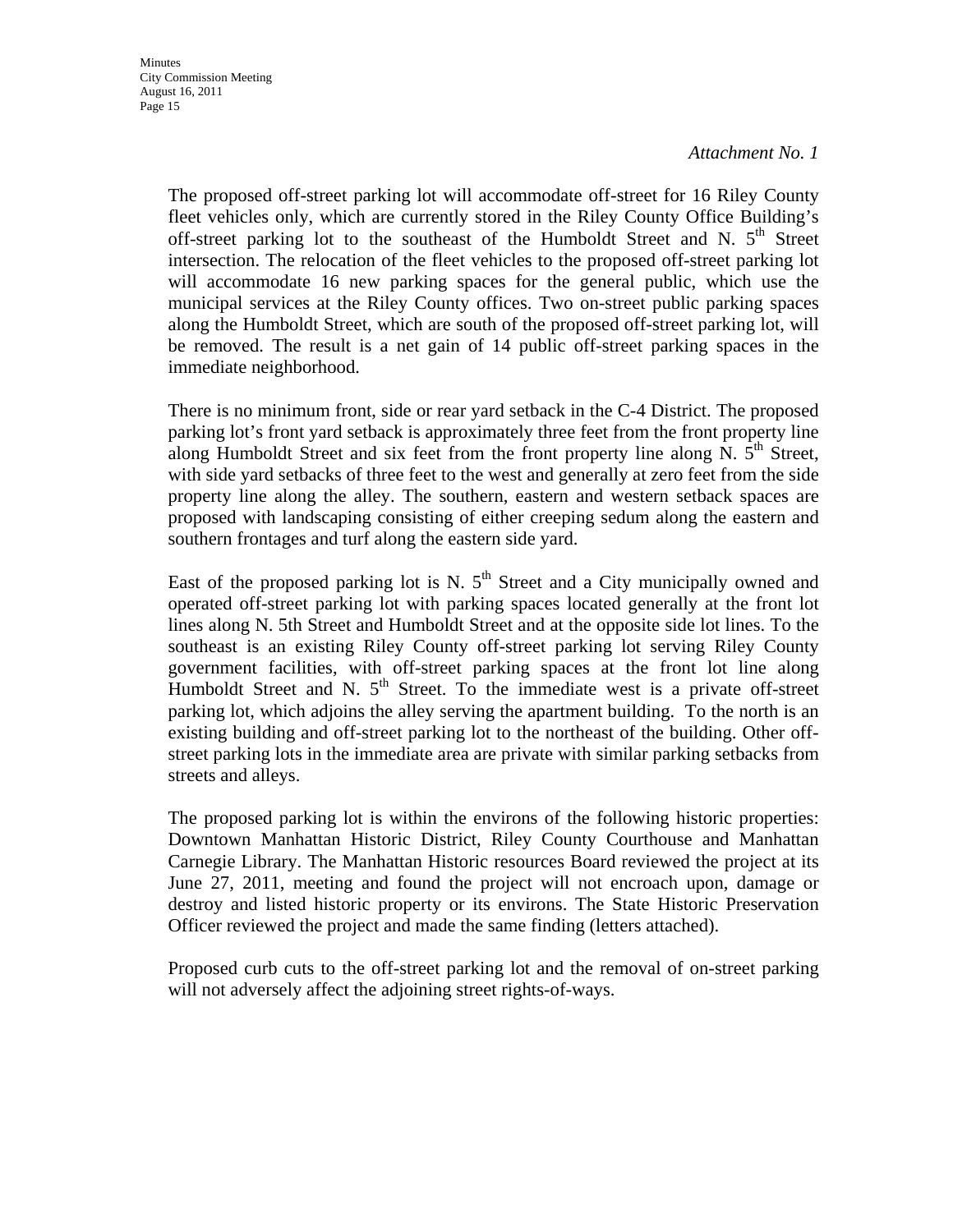*Attachment No. 1*

The proposed off-street parking lot will accommodate off-street for 16 Riley County fleet vehicles only, which are currently stored in the Riley County Office Building's off-street parking lot to the southeast of the Humboldt Street and N. 5th Street intersection. The relocation of the fleet vehicles to the proposed off-street parking lot will accommodate 16 new parking spaces for the general public, which use the municipal services at the Riley County offices. Two on-street public parking spaces along the Humboldt Street, which are south of the proposed off-street parking lot, will be removed. The result is a net gain of 14 public off-street parking spaces in the immediate neighborhood.

There is no minimum front, side or rear yard setback in the C-4 District. The proposed parking lot's front yard setback is approximately three feet from the front property line along Humboldt Street and six feet from the front property line along N. 5th Street, with side yard setbacks of three feet to the west and generally at zero feet from the side property line along the alley. The southern, eastern and western setback spaces are proposed with landscaping consisting of either creeping sedum along the eastern and southern frontages and turf along the eastern side yard.

East of the proposed parking lot is N. 5th Street and a City municipally owned and operated off-street parking lot with parking spaces located generally at the front lot lines along N. 5th Street and Humboldt Street and at the opposite side lot lines. To the southeast is an existing Riley County off-street parking lot serving Riley County government facilities, with off-street parking spaces at the front lot line along Humboldt Street and N. 5th Street. To the immediate west is a private off-street parking lot, which adjoins the alley serving the apartment building. To the north is an existing building and off-street parking lot to the northeast of the building. Other off-street parking lots in the immediate area are private with similar parking setbacks from streets and alleys.

The proposed parking lot is within the environs of the following historic properties: Downtown Manhattan Historic District, Riley County Courthouse and Manhattan Carnegie Library. The Manhattan Historic resources Board reviewed the project at its June 27, 2011, meeting and found the project will not encroach upon, damage or destroy and listed historic property or its environs. The State Historic Preservation Officer reviewed the project and made the same finding (letters attached).

Proposed curb cuts to the off-street parking lot and the removal of on-street parking will not adversely affect the adjoining street rights-of-ways.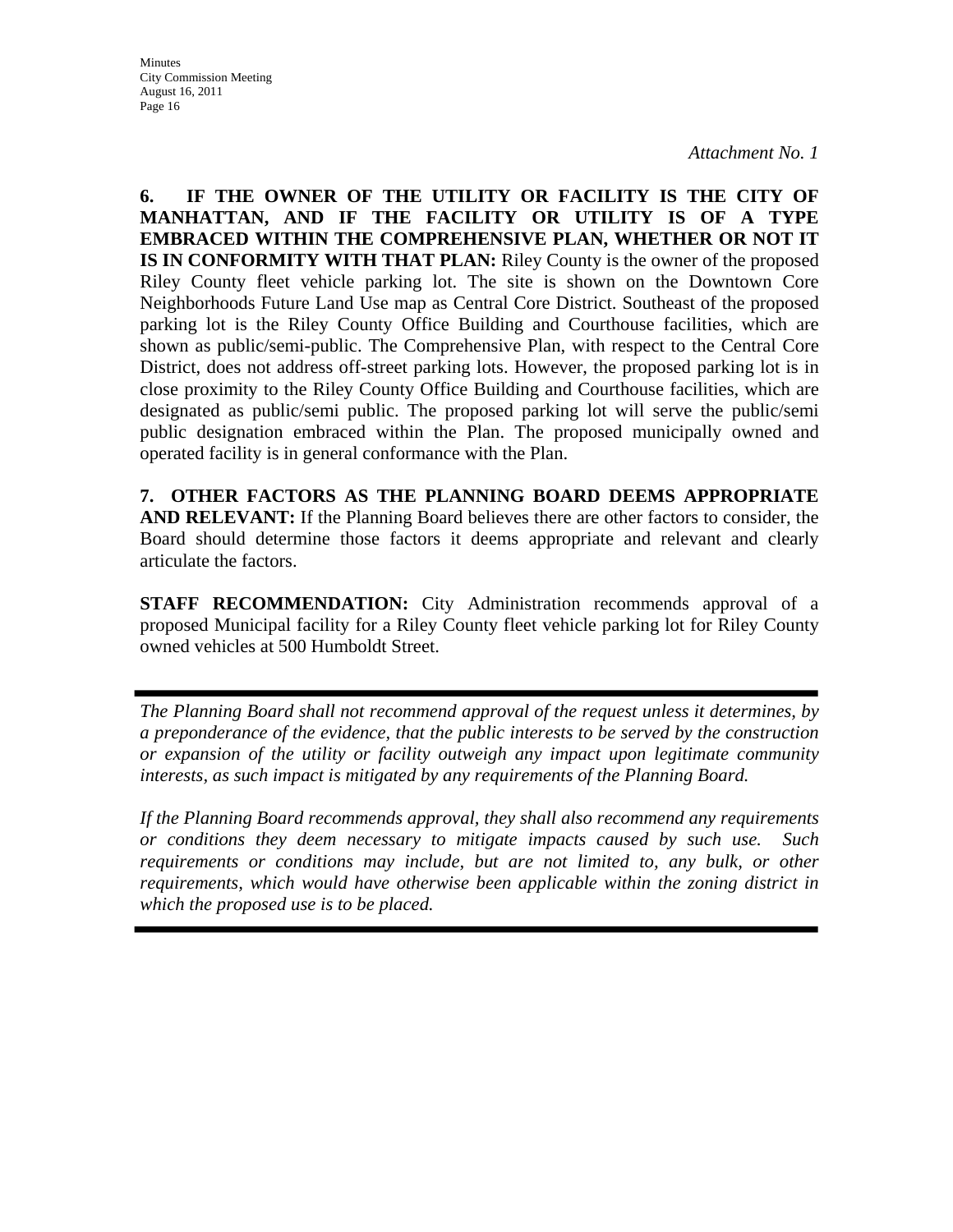*Attachment No. 1*

**6. IF THE OWNER OF THE UTILITY OR FACILITY IS THE CITY OF MANHATTAN, AND IF THE FACILITY OR UTILITY IS OF A TYPE EMBRACED WITHIN THE COMPREHENSIVE PLAN, WHETHER OR NOT IT IS IN CONFORMITY WITH THAT PLAN:** Riley County is the owner of the proposed Riley County fleet vehicle parking lot. The site is shown on the Downtown Core Neighborhoods Future Land Use map as Central Core District. Southeast of the proposed parking lot is the Riley County Office Building and Courthouse facilities, which are shown as public/semi-public. The Comprehensive Plan, with respect to the Central Core District, does not address off-street parking lots. However, the proposed parking lot is in close proximity to the Riley County Office Building and Courthouse facilities, which are designated as public/semi public. The proposed parking lot will serve the public/semi public designation embraced within the Plan. The proposed municipally owned and operated facility is in general conformance with the Plan.

**7. OTHER FACTORS AS THE PLANNING BOARD DEEMS APPROPRIATE AND RELEVANT:** If the Planning Board believes there are other factors to consider, the Board should determine those factors it deems appropriate and relevant and clearly articulate the factors.

**STAFF RECOMMENDATION:** City Administration recommends approval of a proposed Municipal facility for a Riley County fleet vehicle parking lot for Riley County owned vehicles at 500 Humboldt Street.

---

*The Planning Board shall not recommend approval of the request unless it determines, by a preponderance of the evidence, that the public interests to be served by the construction or expansion of the utility or facility outweigh any impact upon legitimate community interests, as such impact is mitigated by any requirements of the Planning Board.*

*If the Planning Board recommends approval, they shall also recommend any requirements or conditions they deem necessary to mitigate impacts caused by such use. Such requirements or conditions may include, but are not limited to, any bulk, or other requirements, which would have otherwise been applicable within the zoning district in which the proposed use is to be placed.*

---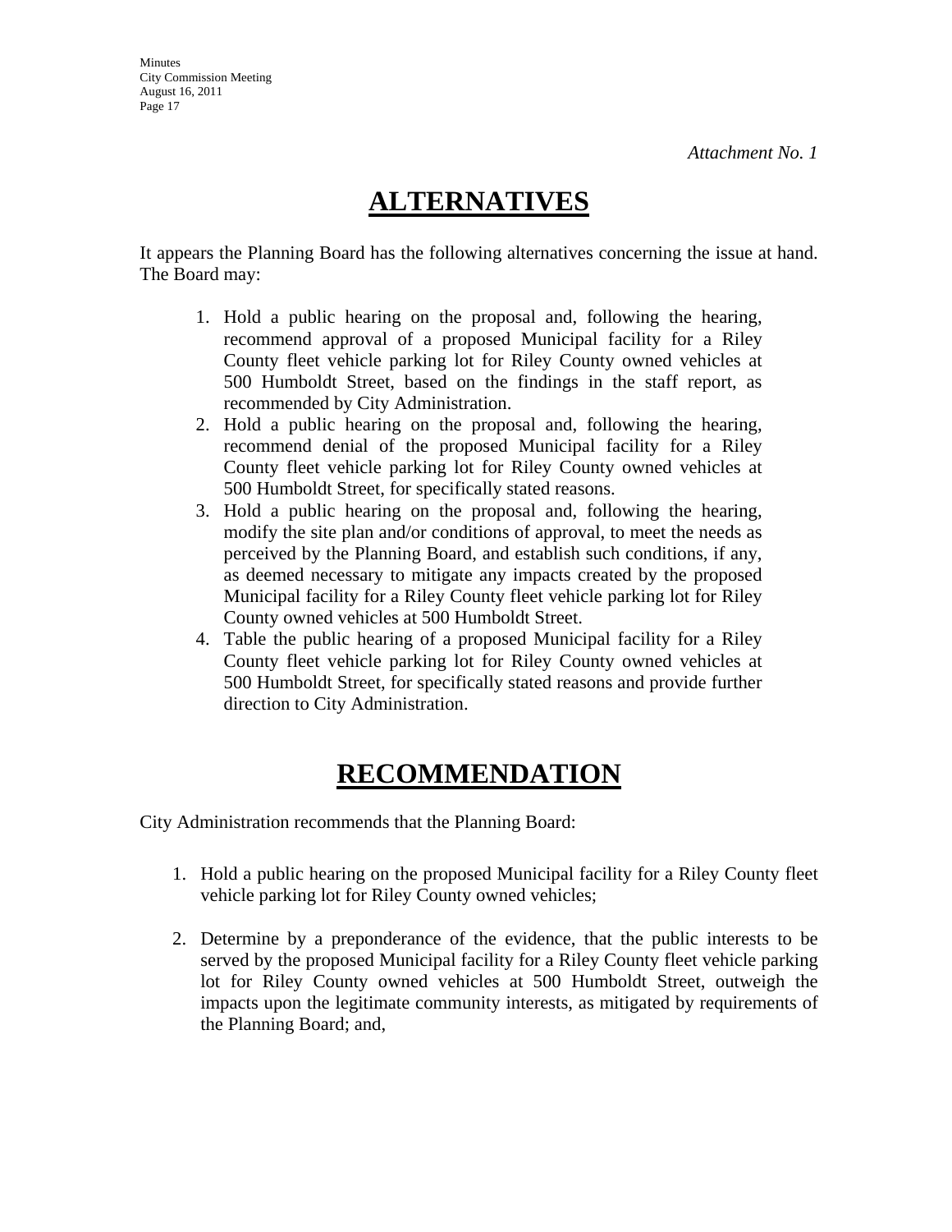*Attachment No. 1*

# ALTERNATIVES

It appears the Planning Board has the following alternatives concerning the issue at hand. The Board may:

1. Hold a public hearing on the proposal and, following the hearing, recommend approval of a proposed Municipal facility for a Riley County fleet vehicle parking lot for Riley County owned vehicles at 500 Humboldt Street, based on the findings in the staff report, as recommended by City Administration.
2. Hold a public hearing on the proposal and, following the hearing, recommend denial of the proposed Municipal facility for a Riley County fleet vehicle parking lot for Riley County owned vehicles at 500 Humboldt Street, for specifically stated reasons.
3. Hold a public hearing on the proposal and, following the hearing, modify the site plan and/or conditions of approval, to meet the needs as perceived by the Planning Board, and establish such conditions, if any, as deemed necessary to mitigate any impacts created by the proposed Municipal facility for a Riley County fleet vehicle parking lot for Riley County owned vehicles at 500 Humboldt Street.
4. Table the public hearing of a proposed Municipal facility for a Riley County fleet vehicle parking lot for Riley County owned vehicles at 500 Humboldt Street, for specifically stated reasons and provide further direction to City Administration.

# RECOMMENDATION

City Administration recommends that the Planning Board:

1. Hold a public hearing on the proposed Municipal facility for a Riley County fleet vehicle parking lot for Riley County owned vehicles;

2. Determine by a preponderance of the evidence, that the public interests to be served by the proposed Municipal facility for a Riley County fleet vehicle parking lot for Riley County owned vehicles at 500 Humboldt Street, outweigh the impacts upon the legitimate community interests, as mitigated by requirements of the Planning Board; and,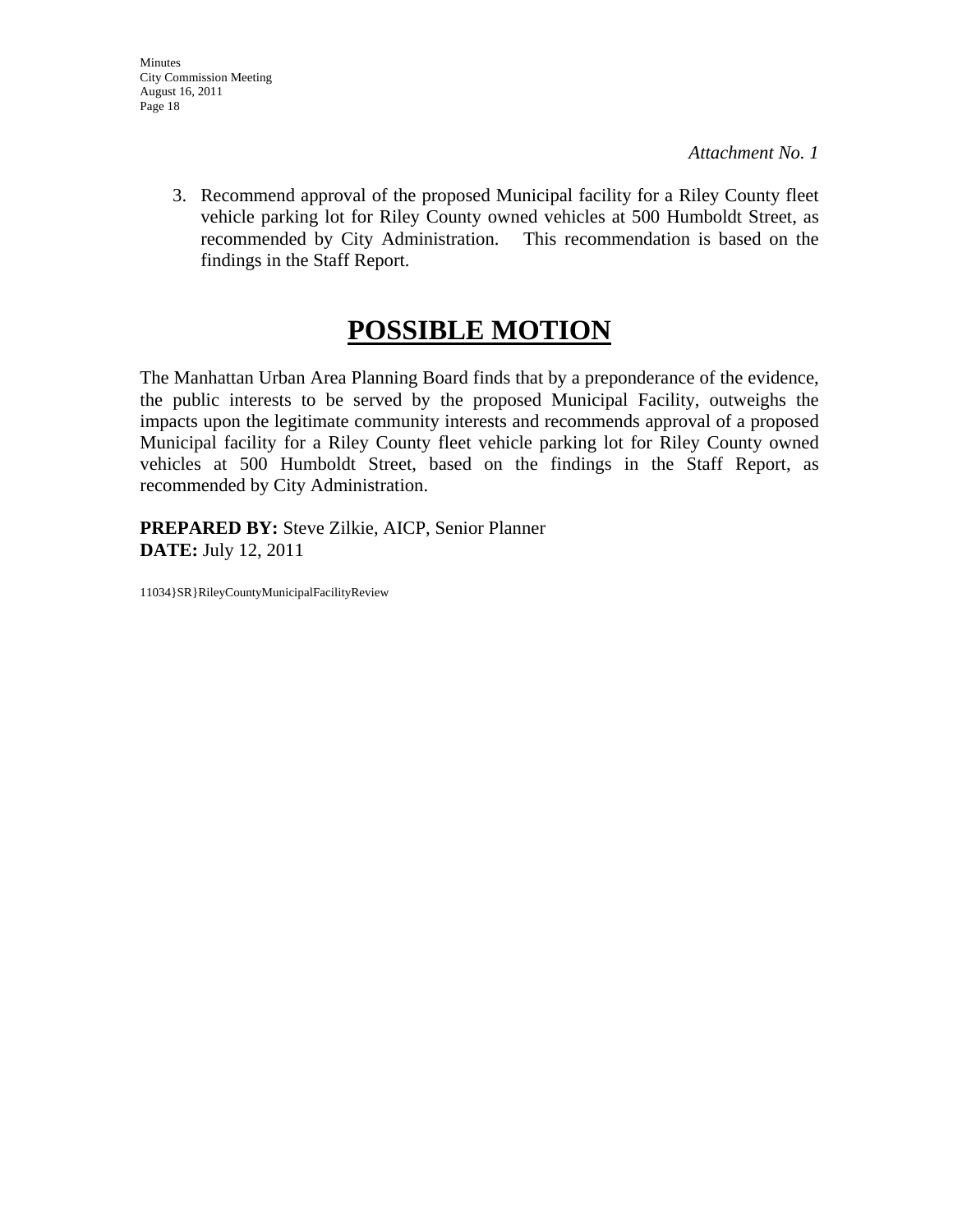*Attachment No. 1*

3. Recommend approval of the proposed Municipal facility for a Riley County fleet vehicle parking lot for Riley County owned vehicles at 500 Humboldt Street, as recommended by City Administration. This recommendation is based on the findings in the Staff Report.

# POSSIBLE MOTION

The Manhattan Urban Area Planning Board finds that by a preponderance of the evidence, the public interests to be served by the proposed Municipal Facility, outweighs the impacts upon the legitimate community interests and recommends approval of a proposed Municipal facility for a Riley County fleet vehicle parking lot for Riley County owned vehicles at 500 Humboldt Street, based on the findings in the Staff Report, as recommended by City Administration.

**PREPARED BY:** Steve Zilkie, AICP, Senior Planner
**DATE:** July 12, 2011

11034}SR}RileyCountyMunicipalFacilityReview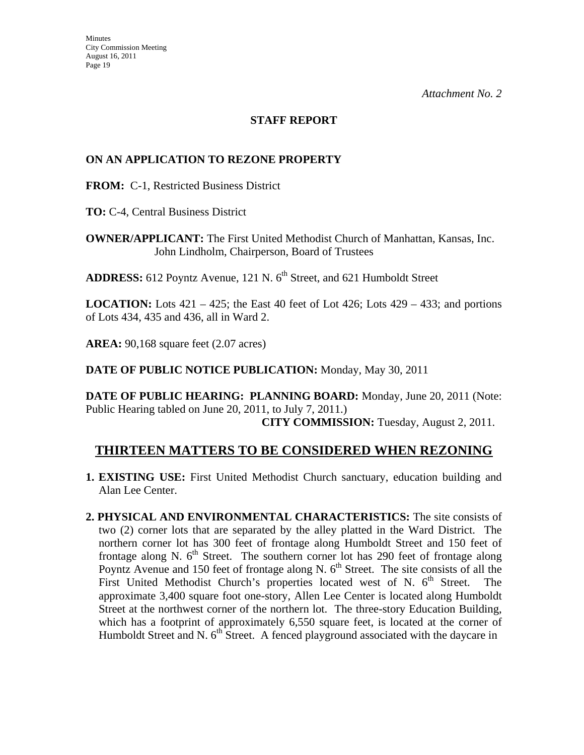*Attachment No. 2*

**STAFF REPORT**

**ON AN APPLICATION TO REZONE PROPERTY**

**FROM:** C-1, Restricted Business District

**TO:** C-4, Central Business District

**OWNER/APPLICANT:** The First United Methodist Church of Manhattan, Kansas, Inc. John Lindholm, Chairperson, Board of Trustees

**ADDRESS:** 612 Poyntz Avenue, 121 N. 6th Street, and 621 Humboldt Street

**LOCATION:** Lots 421 – 425; the East 40 feet of Lot 426; Lots 429 – 433; and portions of Lots 434, 435 and 436, all in Ward 2.

**AREA:** 90,168 square feet (2.07 acres)

**DATE OF PUBLIC NOTICE PUBLICATION:** Monday, May 30, 2011

**DATE OF PUBLIC HEARING: PLANNING BOARD:** Monday, June 20, 2011 (Note: Public Hearing tabled on June 20, 2011, to July 7, 2011.)
**CITY COMMISSION:** Tuesday, August 2, 2011.

## THIRTEEN MATTERS TO BE CONSIDERED WHEN REZONING

1. **EXISTING USE:** First United Methodist Church sanctuary, education building and Alan Lee Center.

2. **PHYSICAL AND ENVIRONMENTAL CHARACTERISTICS:** The site consists of two (2) corner lots that are separated by the alley platted in the Ward District. The northern corner lot has 300 feet of frontage along Humboldt Street and 150 feet of frontage along N. 6th Street. The southern corner lot has 290 feet of frontage along Poyntz Avenue and 150 feet of frontage along N. 6th Street. The site consists of all the First United Methodist Church's properties located west of N. 6th Street. The approximate 3,400 square foot one-story, Allen Lee Center is located along Humboldt Street at the northwest corner of the northern lot. The three-story Education Building, which has a footprint of approximately 6,550 square feet, is located at the corner of Humboldt Street and N. 6th Street. A fenced playground associated with the daycare in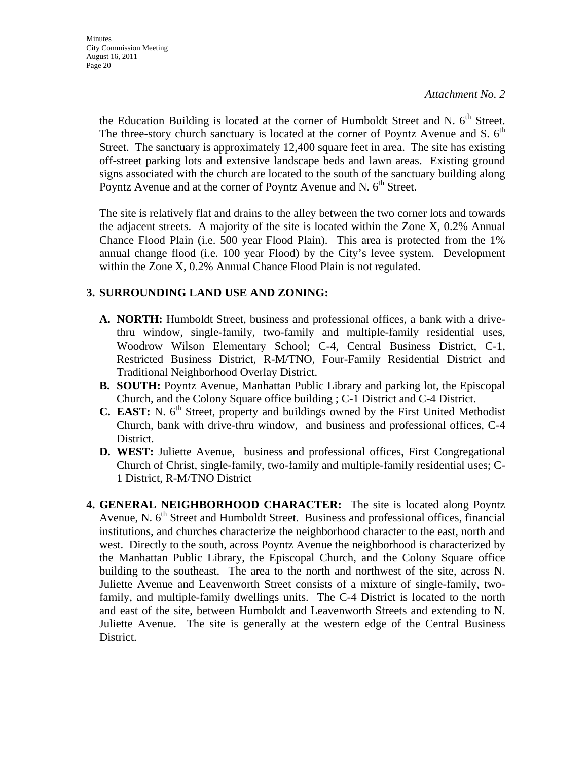*Attachment No. 2*

the Education Building is located at the corner of Humboldt Street and N. 6th Street. The three-story church sanctuary is located at the corner of Poyntz Avenue and S. 6th Street. The sanctuary is approximately 12,400 square feet in area. The site has existing off-street parking lots and extensive landscape beds and lawn areas. Existing ground signs associated with the church are located to the south of the sanctuary building along Poyntz Avenue and at the corner of Poyntz Avenue and N. 6th Street.

The site is relatively flat and drains to the alley between the two corner lots and towards the adjacent streets. A majority of the site is located within the Zone X, 0.2% Annual Chance Flood Plain (i.e. 500 year Flood Plain). This area is protected from the 1% annual change flood (i.e. 100 year Flood) by the City's levee system. Development within the Zone X, 0.2% Annual Chance Flood Plain is not regulated.

**3. SURROUNDING LAND USE AND ZONING:**

- **A. NORTH:** Humboldt Street, business and professional offices, a bank with a drive-thru window, single-family, two-family and multiple-family residential uses, Woodrow Wilson Elementary School; C-4, Central Business District, C-1, Restricted Business District, R-M/TNO, Four-Family Residential District and Traditional Neighborhood Overlay District.
- **B. SOUTH:** Poyntz Avenue, Manhattan Public Library and parking lot, the Episcopal Church, and the Colony Square office building ; C-1 District and C-4 District.
- **C. EAST:** N. 6th Street, property and buildings owned by the First United Methodist Church, bank with drive-thru window, and business and professional offices, C-4 District.
- **D. WEST:** Juliette Avenue, business and professional offices, First Congregational Church of Christ, single-family, two-family and multiple-family residential uses; C-1 District, R-M/TNO District

**4. GENERAL NEIGHBORHOOD CHARACTER:** The site is located along Poyntz Avenue, N. 6th Street and Humboldt Street. Business and professional offices, financial institutions, and churches characterize the neighborhood character to the east, north and west. Directly to the south, across Poyntz Avenue the neighborhood is characterized by the Manhattan Public Library, the Episcopal Church, and the Colony Square office building to the southeast. The area to the north and northwest of the site, across N. Juliette Avenue and Leavenworth Street consists of a mixture of single-family, two-family, and multiple-family dwellings units. The C-4 District is located to the north and east of the site, between Humboldt and Leavenworth Streets and extending to N. Juliette Avenue. The site is generally at the western edge of the Central Business District.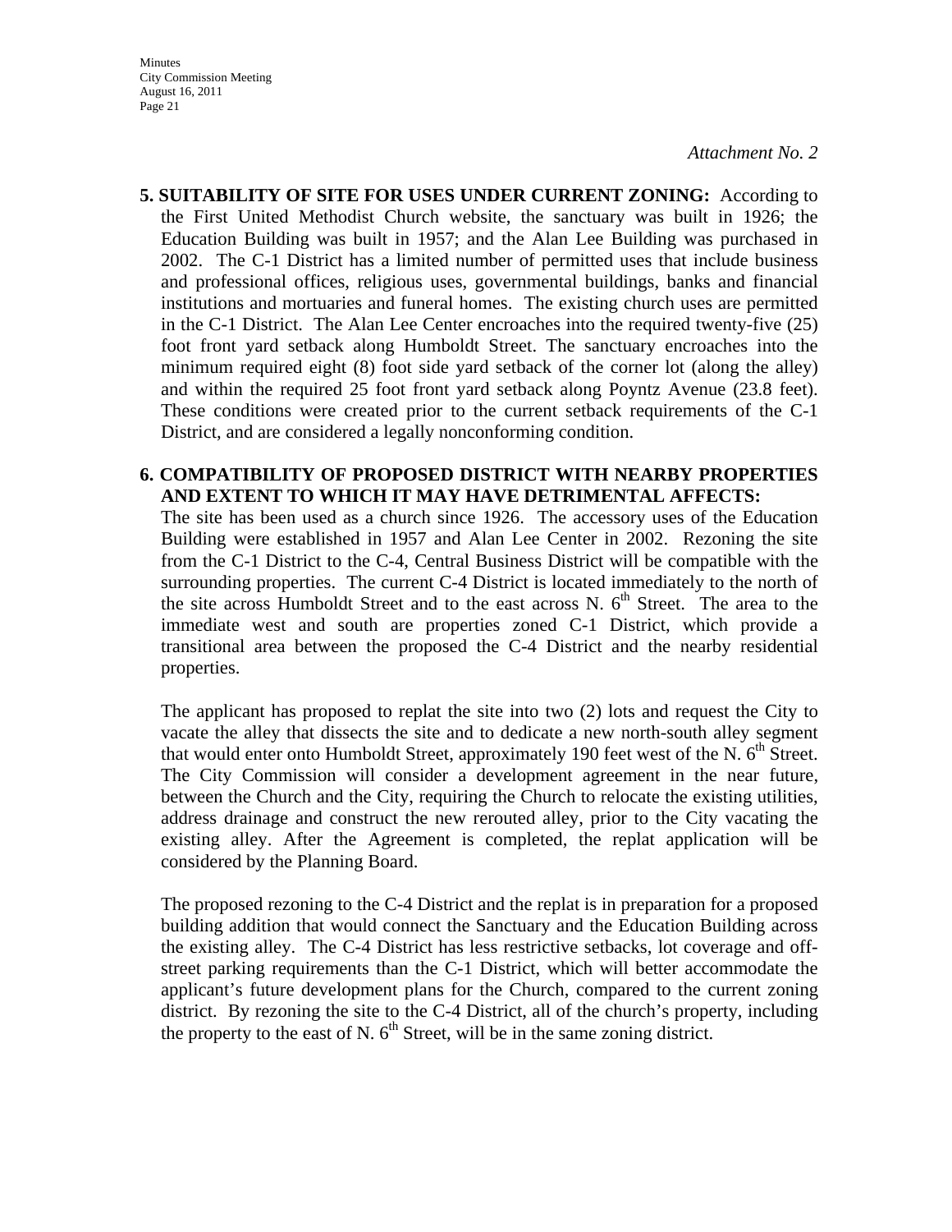*Attachment No. 2*

**5. SUITABILITY OF SITE FOR USES UNDER CURRENT ZONING:** According to the First United Methodist Church website, the sanctuary was built in 1926; the Education Building was built in 1957; and the Alan Lee Building was purchased in 2002. The C-1 District has a limited number of permitted uses that include business and professional offices, religious uses, governmental buildings, banks and financial institutions and mortuaries and funeral homes. The existing church uses are permitted in the C-1 District. The Alan Lee Center encroaches into the required twenty-five (25) foot front yard setback along Humboldt Street. The sanctuary encroaches into the minimum required eight (8) foot side yard setback of the corner lot (along the alley) and within the required 25 foot front yard setback along Poyntz Avenue (23.8 feet). These conditions were created prior to the current setback requirements of the C-1 District, and are considered a legally nonconforming condition.

**6. COMPATIBILITY OF PROPOSED DISTRICT WITH NEARBY PROPERTIES AND EXTENT TO WHICH IT MAY HAVE DETRIMENTAL AFFECTS:**

The site has been used as a church since 1926. The accessory uses of the Education Building were established in 1957 and Alan Lee Center in 2002. Rezoning the site from the C-1 District to the C-4, Central Business District will be compatible with the surrounding properties. The current C-4 District is located immediately to the north of the site across Humboldt Street and to the east across N. 6th Street. The area to the immediate west and south are properties zoned C-1 District, which provide a transitional area between the proposed the C-4 District and the nearby residential properties.

The applicant has proposed to replat the site into two (2) lots and request the City to vacate the alley that dissects the site and to dedicate a new north-south alley segment that would enter onto Humboldt Street, approximately 190 feet west of the N. 6th Street. The City Commission will consider a development agreement in the near future, between the Church and the City, requiring the Church to relocate the existing utilities, address drainage and construct the new rerouted alley, prior to the City vacating the existing alley. After the Agreement is completed, the replat application will be considered by the Planning Board.

The proposed rezoning to the C-4 District and the replat is in preparation for a proposed building addition that would connect the Sanctuary and the Education Building across the existing alley. The C-4 District has less restrictive setbacks, lot coverage and off-street parking requirements than the C-1 District, which will better accommodate the applicant's future development plans for the Church, compared to the current zoning district. By rezoning the site to the C-4 District, all of the church's property, including the property to the east of N. 6th Street, will be in the same zoning district.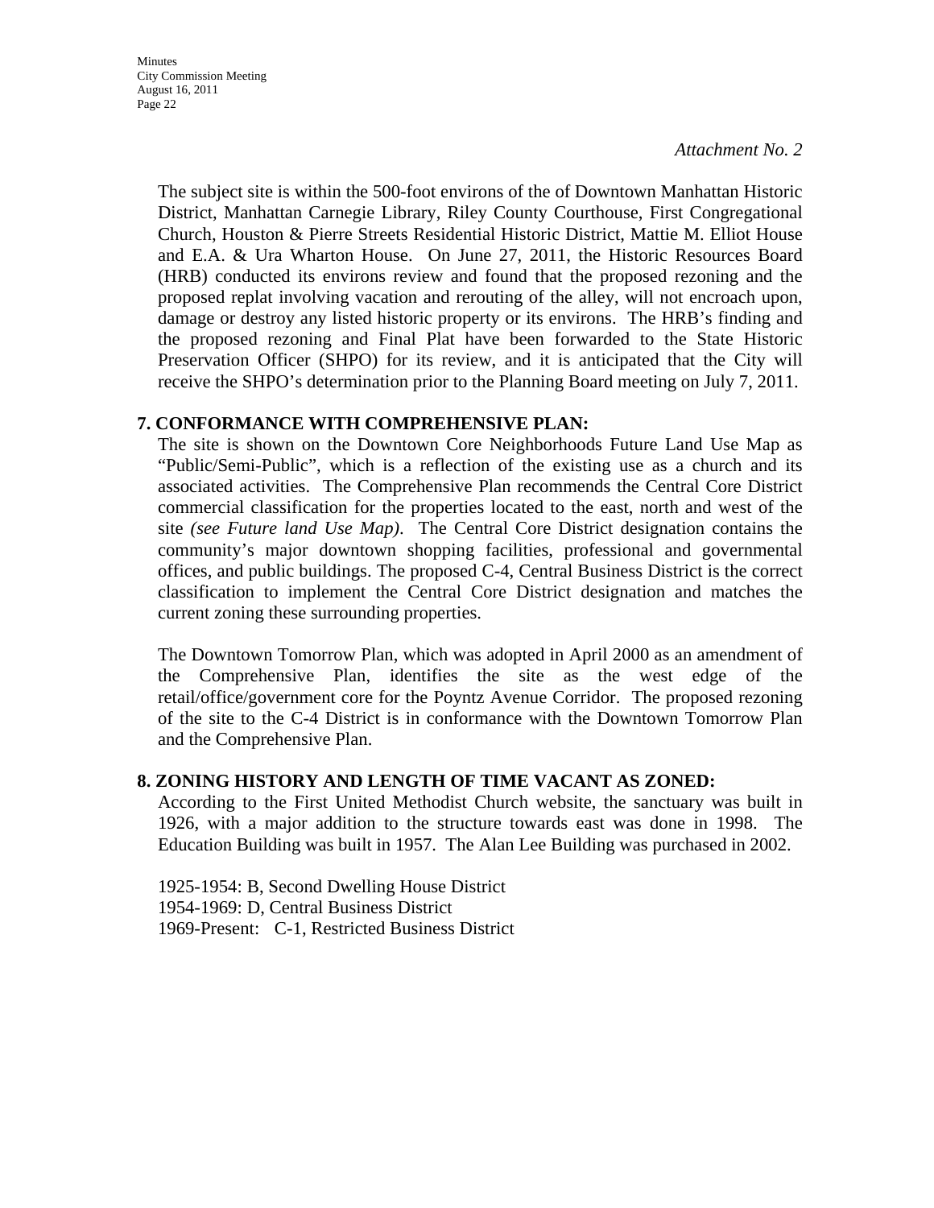*Attachment No. 2*

The subject site is within the 500-foot environs of the of Downtown Manhattan Historic District, Manhattan Carnegie Library, Riley County Courthouse, First Congregational Church, Houston & Pierre Streets Residential Historic District, Mattie M. Elliot House and E.A. & Ura Wharton House. On June 27, 2011, the Historic Resources Board (HRB) conducted its environs review and found that the proposed rezoning and the proposed replat involving vacation and rerouting of the alley, will not encroach upon, damage or destroy any listed historic property or its environs. The HRB's finding and the proposed rezoning and Final Plat have been forwarded to the State Historic Preservation Officer (SHPO) for its review, and it is anticipated that the City will receive the SHPO's determination prior to the Planning Board meeting on July 7, 2011.

**7. CONFORMANCE WITH COMPREHENSIVE PLAN:**

The site is shown on the Downtown Core Neighborhoods Future Land Use Map as "Public/Semi-Public", which is a reflection of the existing use as a church and its associated activities. The Comprehensive Plan recommends the Central Core District commercial classification for the properties located to the east, north and west of the site *(see Future land Use Map)*. The Central Core District designation contains the community's major downtown shopping facilities, professional and governmental offices, and public buildings. The proposed C-4, Central Business District is the correct classification to implement the Central Core District designation and matches the current zoning these surrounding properties.

The Downtown Tomorrow Plan, which was adopted in April 2000 as an amendment of the Comprehensive Plan, identifies the site as the west edge of the retail/office/government core for the Poyntz Avenue Corridor. The proposed rezoning of the site to the C-4 District is in conformance with the Downtown Tomorrow Plan and the Comprehensive Plan.

**8. ZONING HISTORY AND LENGTH OF TIME VACANT AS ZONED:**

According to the First United Methodist Church website, the sanctuary was built in 1926, with a major addition to the structure towards east was done in 1998. The Education Building was built in 1957. The Alan Lee Building was purchased in 2002.

1925-1954: B, Second Dwelling House District
1954-1969: D, Central Business District
1969-Present: C-1, Restricted Business District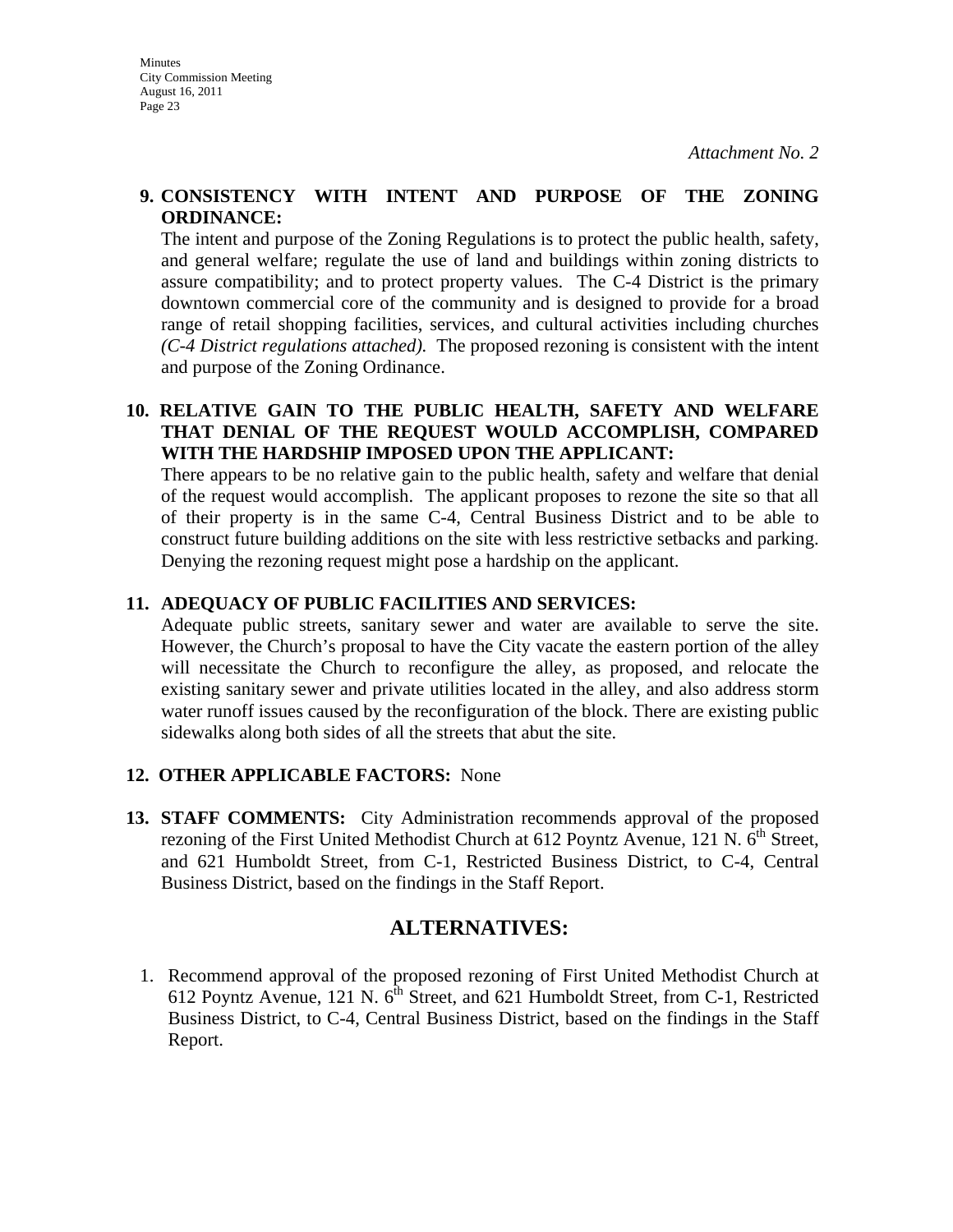*Attachment No. 2*

**9. CONSISTENCY WITH INTENT AND PURPOSE OF THE ZONING ORDINANCE:**

The intent and purpose of the Zoning Regulations is to protect the public health, safety, and general welfare; regulate the use of land and buildings within zoning districts to assure compatibility; and to protect property values. The C-4 District is the primary downtown commercial core of the community and is designed to provide for a broad range of retail shopping facilities, services, and cultural activities including churches *(C-4 District regulations attached).* The proposed rezoning is consistent with the intent and purpose of the Zoning Ordinance.

**10. RELATIVE GAIN TO THE PUBLIC HEALTH, SAFETY AND WELFARE THAT DENIAL OF THE REQUEST WOULD ACCOMPLISH, COMPARED WITH THE HARDSHIP IMPOSED UPON THE APPLICANT:**

There appears to be no relative gain to the public health, safety and welfare that denial of the request would accomplish. The applicant proposes to rezone the site so that all of their property is in the same C-4, Central Business District and to be able to construct future building additions on the site with less restrictive setbacks and parking. Denying the rezoning request might pose a hardship on the applicant.

**11. ADEQUACY OF PUBLIC FACILITIES AND SERVICES:**

Adequate public streets, sanitary sewer and water are available to serve the site. However, the Church's proposal to have the City vacate the eastern portion of the alley will necessitate the Church to reconfigure the alley, as proposed, and relocate the existing sanitary sewer and private utilities located in the alley, and also address storm water runoff issues caused by the reconfiguration of the block. There are existing public sidewalks along both sides of all the streets that abut the site.

**12. OTHER APPLICABLE FACTORS:** None

**13. STAFF COMMENTS:** City Administration recommends approval of the proposed rezoning of the First United Methodist Church at 612 Poyntz Avenue, 121 N. 6th Street, and 621 Humboldt Street, from C-1, Restricted Business District, to C-4, Central Business District, based on the findings in the Staff Report.

## ALTERNATIVES:

1. Recommend approval of the proposed rezoning of First United Methodist Church at 612 Poyntz Avenue, 121 N. 6th Street, and 621 Humboldt Street, from C-1, Restricted Business District, to C-4, Central Business District, based on the findings in the Staff Report.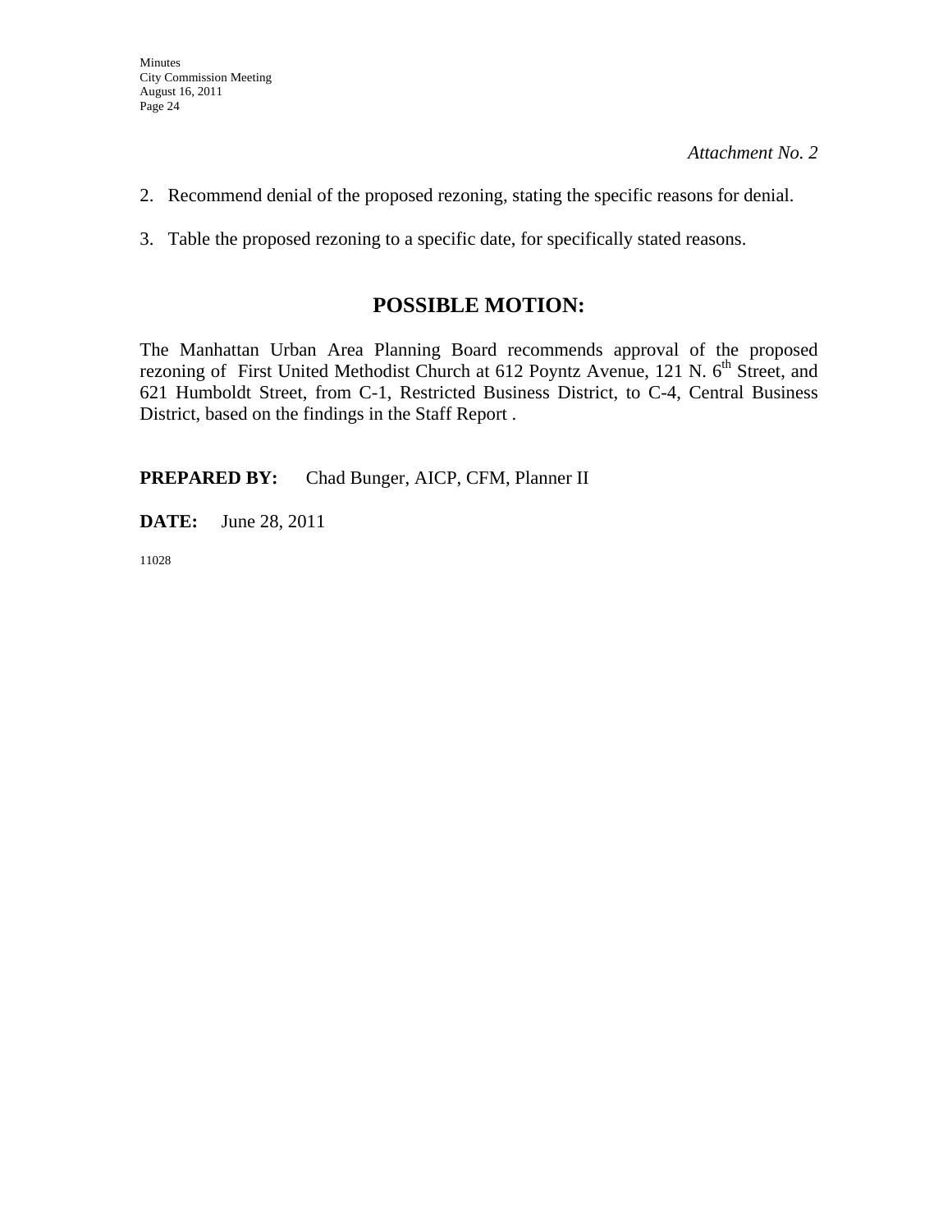*Attachment No. 2*

2. Recommend denial of the proposed rezoning, stating the specific reasons for denial.

3. Table the proposed rezoning to a specific date, for specifically stated reasons.

## POSSIBLE MOTION:

The Manhattan Urban Area Planning Board recommends approval of the proposed rezoning of First United Methodist Church at 612 Poyntz Avenue, 121 N. 6th Street, and 621 Humboldt Street, from C-1, Restricted Business District, to C-4, Central Business District, based on the findings in the Staff Report .

**PREPARED BY:** Chad Bunger, AICP, CFM, Planner II

**DATE:** June 28, 2011

11028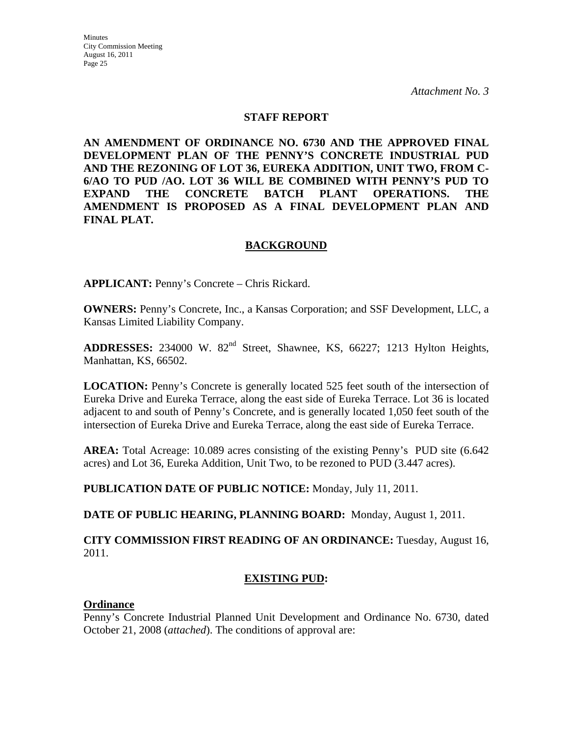*Attachment No. 3*

## STAFF REPORT

**AN AMENDMENT OF ORDINANCE NO. 6730 AND THE APPROVED FINAL DEVELOPMENT PLAN OF THE PENNY'S CONCRETE INDUSTRIAL PUD AND THE REZONING OF LOT 36, EUREKA ADDITION, UNIT TWO, FROM C-6/AO TO PUD /AO. LOT 36 WILL BE COMBINED WITH PENNY'S PUD TO EXPAND THE CONCRETE BATCH PLANT OPERATIONS. THE AMENDMENT IS PROPOSED AS A FINAL DEVELOPMENT PLAN AND FINAL PLAT.**

## BACKGROUND

**APPLICANT:** Penny's Concrete – Chris Rickard.

**OWNERS:** Penny's Concrete, Inc., a Kansas Corporation; and SSF Development, LLC, a Kansas Limited Liability Company.

**ADDRESSES:** 234000 W. 82nd Street, Shawnee, KS, 66227; 1213 Hylton Heights, Manhattan, KS, 66502.

**LOCATION:** Penny's Concrete is generally located 525 feet south of the intersection of Eureka Drive and Eureka Terrace, along the east side of Eureka Terrace. Lot 36 is located adjacent to and south of Penny's Concrete, and is generally located 1,050 feet south of the intersection of Eureka Drive and Eureka Terrace, along the east side of Eureka Terrace.

**AREA:** Total Acreage: 10.089 acres consisting of the existing Penny's PUD site (6.642 acres) and Lot 36, Eureka Addition, Unit Two, to be rezoned to PUD (3.447 acres).

**PUBLICATION DATE OF PUBLIC NOTICE:** Monday, July 11, 2011.

**DATE OF PUBLIC HEARING, PLANNING BOARD:** Monday, August 1, 2011.

**CITY COMMISSION FIRST READING OF AN ORDINANCE:** Tuesday, August 16, 2011.

## EXISTING PUD:

### Ordinance

Penny's Concrete Industrial Planned Unit Development and Ordinance No. 6730, dated October 21, 2008 (*attached*). The conditions of approval are: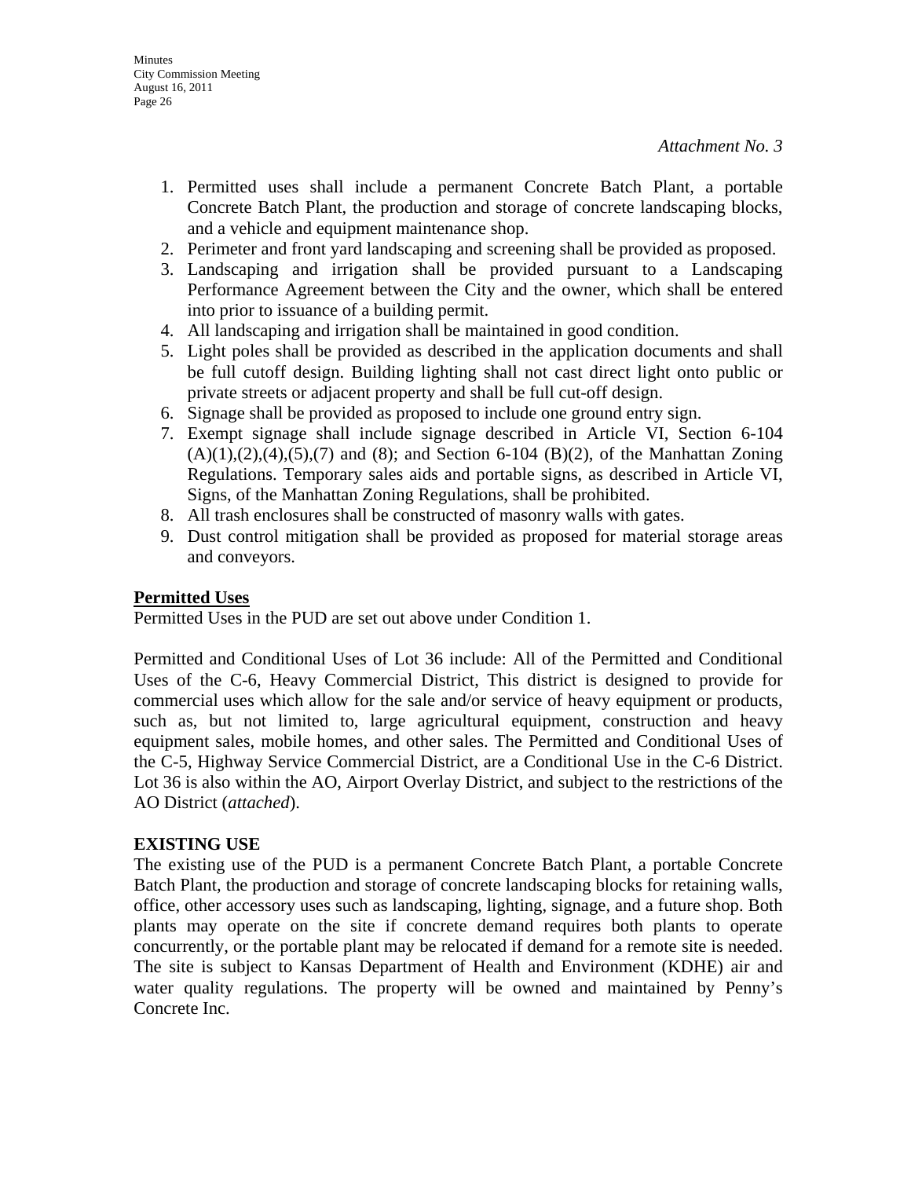*Attachment No. 3*

1. Permitted uses shall include a permanent Concrete Batch Plant, a portable Concrete Batch Plant, the production and storage of concrete landscaping blocks, and a vehicle and equipment maintenance shop.
2. Perimeter and front yard landscaping and screening shall be provided as proposed.
3. Landscaping and irrigation shall be provided pursuant to a Landscaping Performance Agreement between the City and the owner, which shall be entered into prior to issuance of a building permit.
4. All landscaping and irrigation shall be maintained in good condition.
5. Light poles shall be provided as described in the application documents and shall be full cutoff design. Building lighting shall not cast direct light onto public or private streets or adjacent property and shall be full cut-off design.
6. Signage shall be provided as proposed to include one ground entry sign.
7. Exempt signage shall include signage described in Article VI, Section 6-104 (A)(1),(2),(4),(5),(7) and (8); and Section 6-104 (B)(2), of the Manhattan Zoning Regulations. Temporary sales aids and portable signs, as described in Article VI, Signs, of the Manhattan Zoning Regulations, shall be prohibited.
8. All trash enclosures shall be constructed of masonry walls with gates.
9. Dust control mitigation shall be provided as proposed for material storage areas and conveyors.

**Permitted Uses**

Permitted Uses in the PUD are set out above under Condition 1.

Permitted and Conditional Uses of Lot 36 include: All of the Permitted and Conditional Uses of the C-6, Heavy Commercial District, This district is designed to provide for commercial uses which allow for the sale and/or service of heavy equipment or products, such as, but not limited to, large agricultural equipment, construction and heavy equipment sales, mobile homes, and other sales. The Permitted and Conditional Uses of the C-5, Highway Service Commercial District, are a Conditional Use in the C-6 District. Lot 36 is also within the AO, Airport Overlay District, and subject to the restrictions of the AO District (*attached*).

**EXISTING USE**

The existing use of the PUD is a permanent Concrete Batch Plant, a portable Concrete Batch Plant, the production and storage of concrete landscaping blocks for retaining walls, office, other accessory uses such as landscaping, lighting, signage, and a future shop. Both plants may operate on the site if concrete demand requires both plants to operate concurrently, or the portable plant may be relocated if demand for a remote site is needed. The site is subject to Kansas Department of Health and Environment (KDHE) air and water quality regulations. The property will be owned and maintained by Penny's Concrete Inc.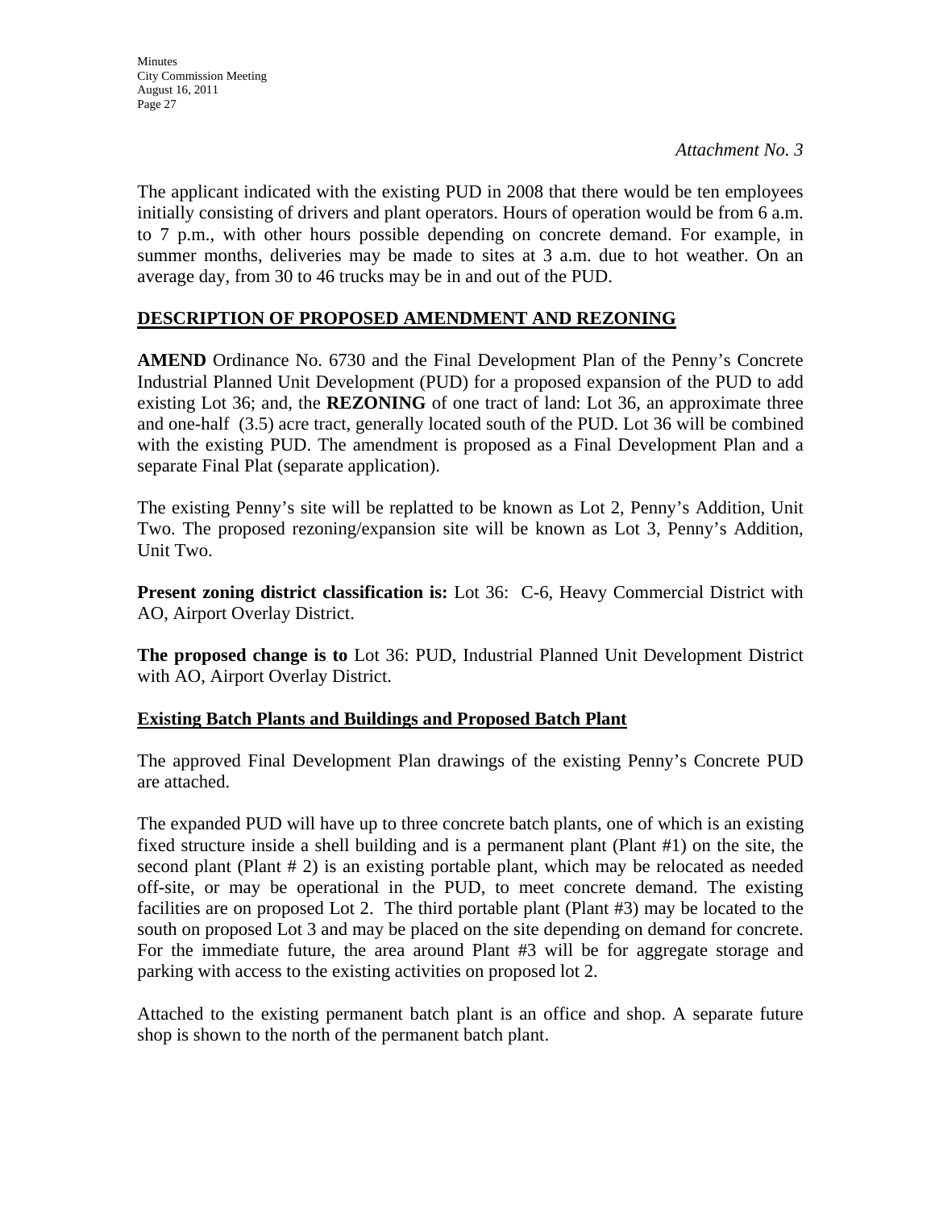*Attachment No. 3*

The applicant indicated with the existing PUD in 2008 that there would be ten employees initially consisting of drivers and plant operators. Hours of operation would be from 6 a.m. to 7 p.m., with other hours possible depending on concrete demand. For example, in summer months, deliveries may be made to sites at 3 a.m. due to hot weather. On an average day, from 30 to 46 trucks may be in and out of the PUD.

## DESCRIPTION OF PROPOSED AMENDMENT AND REZONING

**AMEND** Ordinance No. 6730 and the Final Development Plan of the Penny's Concrete Industrial Planned Unit Development (PUD) for a proposed expansion of the PUD to add existing Lot 36; and, the **REZONING** of one tract of land: Lot 36, an approximate three and one-half (3.5) acre tract, generally located south of the PUD. Lot 36 will be combined with the existing PUD. The amendment is proposed as a Final Development Plan and a separate Final Plat (separate application).

The existing Penny's site will be replatted to be known as Lot 2, Penny's Addition, Unit Two. The proposed rezoning/expansion site will be known as Lot 3, Penny's Addition, Unit Two.

**Present zoning district classification is:** Lot 36: C-6, Heavy Commercial District with AO, Airport Overlay District.

**The proposed change is to** Lot 36: PUD, Industrial Planned Unit Development District with AO, Airport Overlay District.

## Existing Batch Plants and Buildings and Proposed Batch Plant

The approved Final Development Plan drawings of the existing Penny's Concrete PUD are attached.

The expanded PUD will have up to three concrete batch plants, one of which is an existing fixed structure inside a shell building and is a permanent plant (Plant #1) on the site, the second plant (Plant # 2) is an existing portable plant, which may be relocated as needed off-site, or may be operational in the PUD, to meet concrete demand. The existing facilities are on proposed Lot 2. The third portable plant (Plant #3) may be located to the south on proposed Lot 3 and may be placed on the site depending on demand for concrete. For the immediate future, the area around Plant #3 will be for aggregate storage and parking with access to the existing activities on proposed lot 2.

Attached to the existing permanent batch plant is an office and shop. A separate future shop is shown to the north of the permanent batch plant.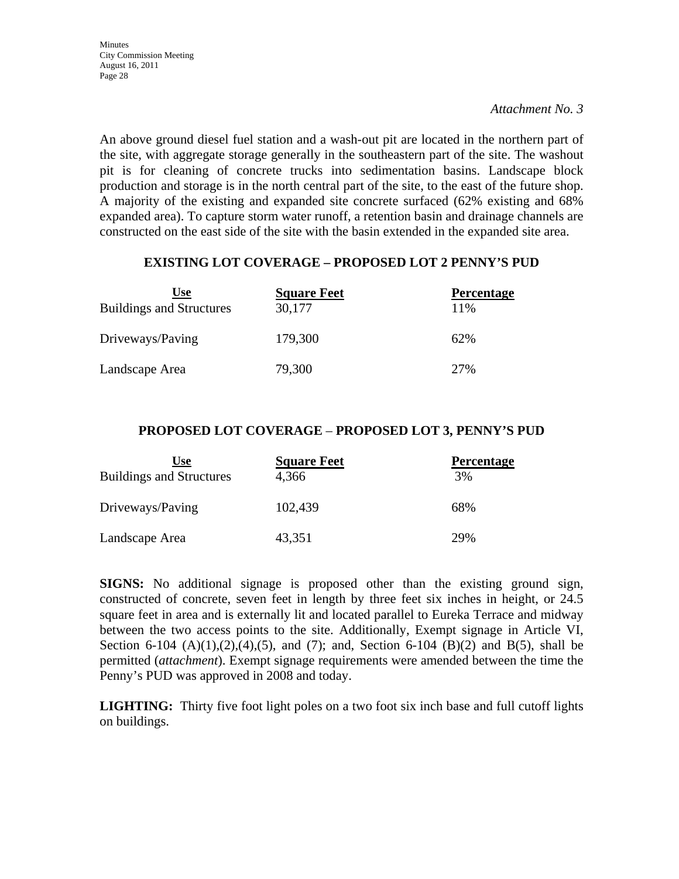*Attachment No. 3*

An above ground diesel fuel station and a wash-out pit are located in the northern part of the site, with aggregate storage generally in the southeastern part of the site. The washout pit is for cleaning of concrete trucks into sedimentation basins. Landscape block production and storage is in the north central part of the site, to the east of the future shop. A majority of the existing and expanded site concrete surfaced (62% existing and 68% expanded area). To capture storm water runoff, a retention basin and drainage channels are constructed on the east side of the site with the basin extended in the expanded site area.

**EXISTING LOT COVERAGE – PROPOSED LOT 2 PENNY'S PUD**

| Use | Square Feet | Percentage |
|---|---|---|
| Buildings and Structures | 30,177 | 11% |
| Driveways/Paving | 179,300 | 62% |
| Landscape Area | 79,300 | 27% |

**PROPOSED LOT COVERAGE – PROPOSED LOT 3, PENNY'S PUD**

| Use | Square Feet | Percentage |
|---|---|---|
| Buildings and Structures | 4,366 | 3% |
| Driveways/Paving | 102,439 | 68% |
| Landscape Area | 43,351 | 29% |

**SIGNS:** No additional signage is proposed other than the existing ground sign, constructed of concrete, seven feet in length by three feet six inches in height, or 24.5 square feet in area and is externally lit and located parallel to Eureka Terrace and midway between the two access points to the site. Additionally, Exempt signage in Article VI, Section 6-104 (A)(1),(2),(4),(5), and (7); and, Section 6-104 (B)(2) and B(5), shall be permitted (*attachment*). Exempt signage requirements were amended between the time the Penny's PUD was approved in 2008 and today.

**LIGHTING:** Thirty five foot light poles on a two foot six inch base and full cutoff lights on buildings.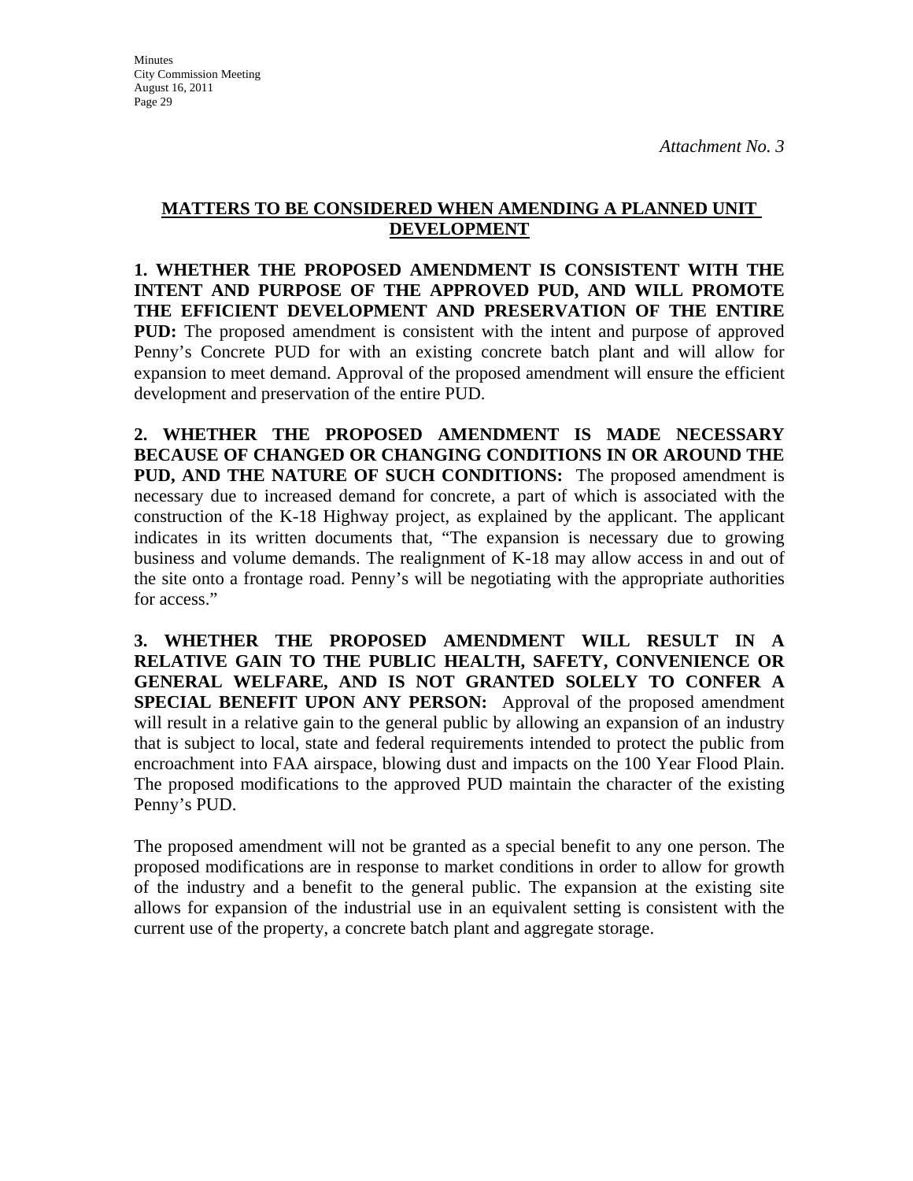*Attachment No. 3*

## MATTERS TO BE CONSIDERED WHEN AMENDING A PLANNED UNIT DEVELOPMENT

**1. WHETHER THE PROPOSED AMENDMENT IS CONSISTENT WITH THE INTENT AND PURPOSE OF THE APPROVED PUD, AND WILL PROMOTE THE EFFICIENT DEVELOPMENT AND PRESERVATION OF THE ENTIRE PUD:** The proposed amendment is consistent with the intent and purpose of approved Penny's Concrete PUD for with an existing concrete batch plant and will allow for expansion to meet demand. Approval of the proposed amendment will ensure the efficient development and preservation of the entire PUD.

**2. WHETHER THE PROPOSED AMENDMENT IS MADE NECESSARY BECAUSE OF CHANGED OR CHANGING CONDITIONS IN OR AROUND THE PUD, AND THE NATURE OF SUCH CONDITIONS:** The proposed amendment is necessary due to increased demand for concrete, a part of which is associated with the construction of the K-18 Highway project, as explained by the applicant. The applicant indicates in its written documents that, "The expansion is necessary due to growing business and volume demands. The realignment of K-18 may allow access in and out of the site onto a frontage road. Penny's will be negotiating with the appropriate authorities for access."

**3. WHETHER THE PROPOSED AMENDMENT WILL RESULT IN A RELATIVE GAIN TO THE PUBLIC HEALTH, SAFETY, CONVENIENCE OR GENERAL WELFARE, AND IS NOT GRANTED SOLELY TO CONFER A SPECIAL BENEFIT UPON ANY PERSON:** Approval of the proposed amendment will result in a relative gain to the general public by allowing an expansion of an industry that is subject to local, state and federal requirements intended to protect the public from encroachment into FAA airspace, blowing dust and impacts on the 100 Year Flood Plain. The proposed modifications to the approved PUD maintain the character of the existing Penny's PUD.

The proposed amendment will not be granted as a special benefit to any one person. The proposed modifications are in response to market conditions in order to allow for growth of the industry and a benefit to the general public. The expansion at the existing site allows for expansion of the industrial use in an equivalent setting is consistent with the current use of the property, a concrete batch plant and aggregate storage.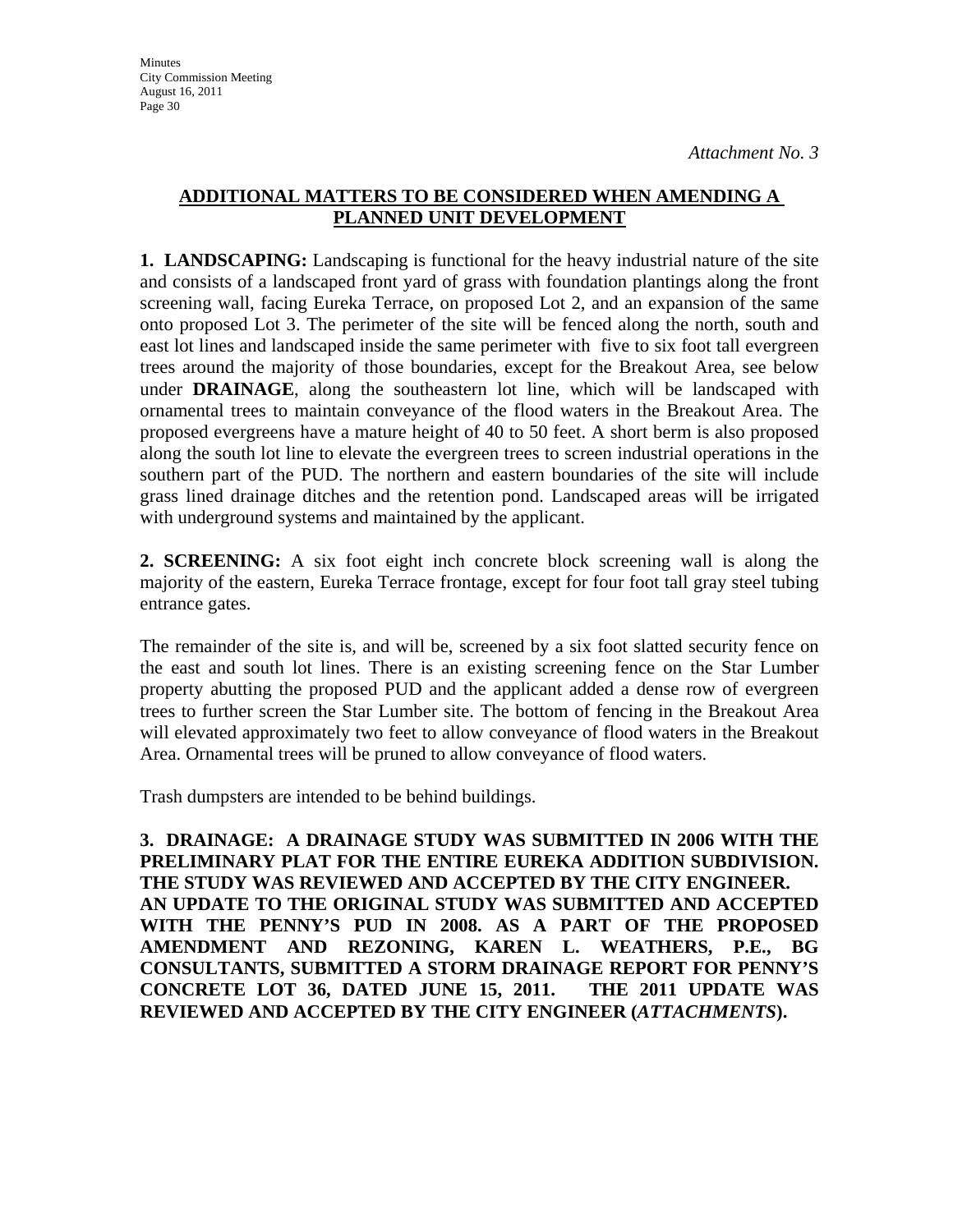*Attachment No. 3*

## ADDITIONAL MATTERS TO BE CONSIDERED WHEN AMENDING A PLANNED UNIT DEVELOPMENT

**1. LANDSCAPING:** Landscaping is functional for the heavy industrial nature of the site and consists of a landscaped front yard of grass with foundation plantings along the front screening wall, facing Eureka Terrace, on proposed Lot 2, and an expansion of the same onto proposed Lot 3. The perimeter of the site will be fenced along the north, south and east lot lines and landscaped inside the same perimeter with five to six foot tall evergreen trees around the majority of those boundaries, except for the Breakout Area, see below under **DRAINAGE**, along the southeastern lot line, which will be landscaped with ornamental trees to maintain conveyance of the flood waters in the Breakout Area. The proposed evergreens have a mature height of 40 to 50 feet. A short berm is also proposed along the south lot line to elevate the evergreen trees to screen industrial operations in the southern part of the PUD. The northern and eastern boundaries of the site will include grass lined drainage ditches and the retention pond. Landscaped areas will be irrigated with underground systems and maintained by the applicant.

**2. SCREENING:** A six foot eight inch concrete block screening wall is along the majority of the eastern, Eureka Terrace frontage, except for four foot tall gray steel tubing entrance gates.

The remainder of the site is, and will be, screened by a six foot slatted security fence on the east and south lot lines. There is an existing screening fence on the Star Lumber property abutting the proposed PUD and the applicant added a dense row of evergreen trees to further screen the Star Lumber site. The bottom of fencing in the Breakout Area will elevated approximately two feet to allow conveyance of flood waters in the Breakout Area. Ornamental trees will be pruned to allow conveyance of flood waters.

Trash dumpsters are intended to be behind buildings.

**3. DRAINAGE: A DRAINAGE STUDY WAS SUBMITTED IN 2006 WITH THE PRELIMINARY PLAT FOR THE ENTIRE EUREKA ADDITION SUBDIVISION. THE STUDY WAS REVIEWED AND ACCEPTED BY THE CITY ENGINEER. AN UPDATE TO THE ORIGINAL STUDY WAS SUBMITTED AND ACCEPTED WITH THE PENNY'S PUD IN 2008. AS A PART OF THE PROPOSED AMENDMENT AND REZONING, KAREN L. WEATHERS, P.E., BG CONSULTANTS, SUBMITTED A STORM DRAINAGE REPORT FOR PENNY'S CONCRETE LOT 36, DATED JUNE 15, 2011. THE 2011 UPDATE WAS REVIEWED AND ACCEPTED BY THE CITY ENGINEER (*ATTACHMENTS*).**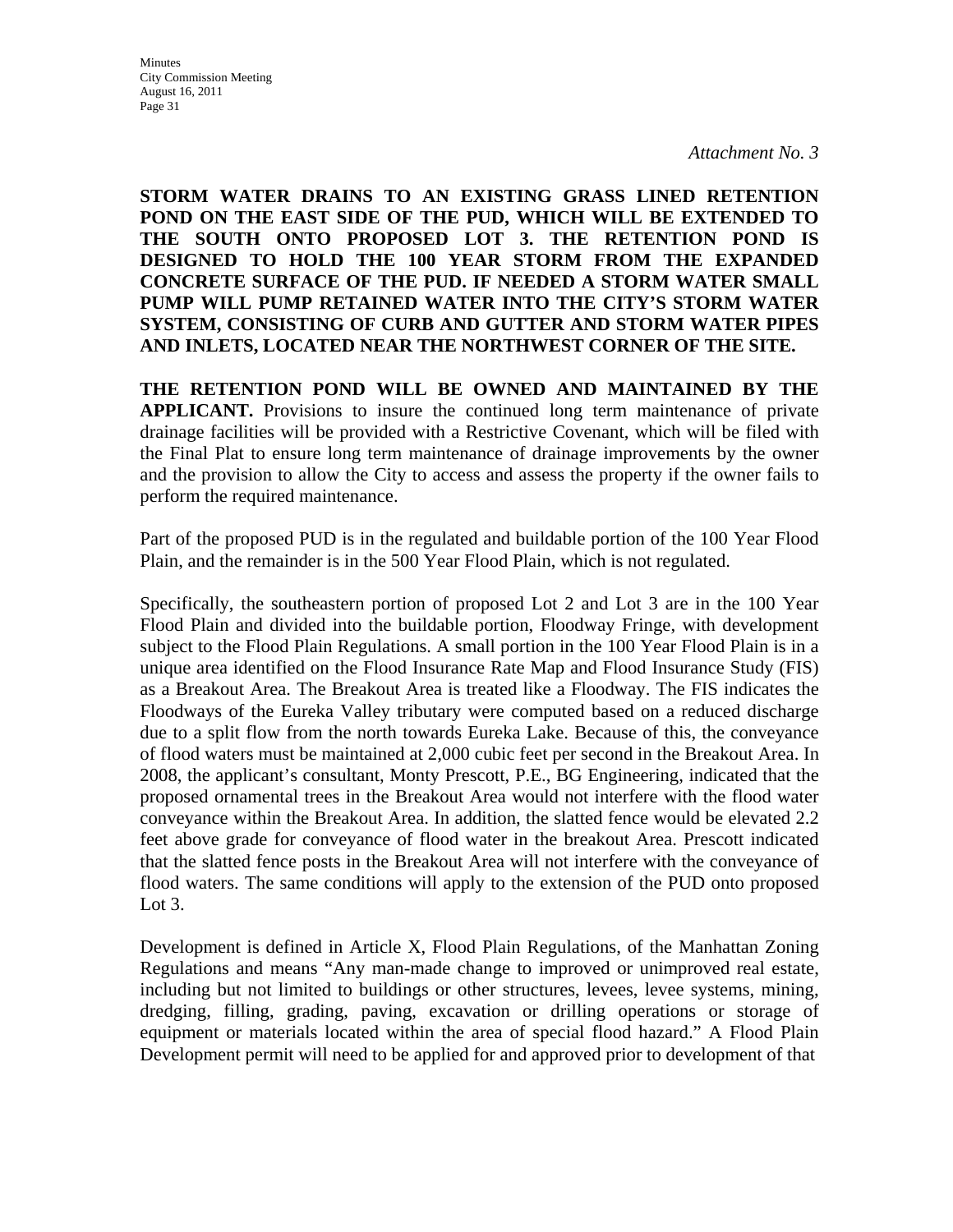*Attachment No. 3*

**STORM WATER DRAINS TO AN EXISTING GRASS LINED RETENTION POND ON THE EAST SIDE OF THE PUD, WHICH WILL BE EXTENDED TO THE SOUTH ONTO PROPOSED LOT 3. THE RETENTION POND IS DESIGNED TO HOLD THE 100 YEAR STORM FROM THE EXPANDED CONCRETE SURFACE OF THE PUD. IF NEEDED A STORM WATER SMALL PUMP WILL PUMP RETAINED WATER INTO THE CITY'S STORM WATER SYSTEM, CONSISTING OF CURB AND GUTTER AND STORM WATER PIPES AND INLETS, LOCATED NEAR THE NORTHWEST CORNER OF THE SITE.**

**THE RETENTION POND WILL BE OWNED AND MAINTAINED BY THE APPLICANT.** Provisions to insure the continued long term maintenance of private drainage facilities will be provided with a Restrictive Covenant, which will be filed with the Final Plat to ensure long term maintenance of drainage improvements by the owner and the provision to allow the City to access and assess the property if the owner fails to perform the required maintenance.

Part of the proposed PUD is in the regulated and buildable portion of the 100 Year Flood Plain, and the remainder is in the 500 Year Flood Plain, which is not regulated.

Specifically, the southeastern portion of proposed Lot 2 and Lot 3 are in the 100 Year Flood Plain and divided into the buildable portion, Floodway Fringe, with development subject to the Flood Plain Regulations. A small portion in the 100 Year Flood Plain is in a unique area identified on the Flood Insurance Rate Map and Flood Insurance Study (FIS) as a Breakout Area. The Breakout Area is treated like a Floodway. The FIS indicates the Floodways of the Eureka Valley tributary were computed based on a reduced discharge due to a split flow from the north towards Eureka Lake. Because of this, the conveyance of flood waters must be maintained at 2,000 cubic feet per second in the Breakout Area. In 2008, the applicant's consultant, Monty Prescott, P.E., BG Engineering, indicated that the proposed ornamental trees in the Breakout Area would not interfere with the flood water conveyance within the Breakout Area. In addition, the slatted fence would be elevated 2.2 feet above grade for conveyance of flood water in the breakout Area. Prescott indicated that the slatted fence posts in the Breakout Area will not interfere with the conveyance of flood waters. The same conditions will apply to the extension of the PUD onto proposed Lot 3.

Development is defined in Article X, Flood Plain Regulations, of the Manhattan Zoning Regulations and means "Any man-made change to improved or unimproved real estate, including but not limited to buildings or other structures, levees, levee systems, mining, dredging, filling, grading, paving, excavation or drilling operations or storage of equipment or materials located within the area of special flood hazard." A Flood Plain Development permit will need to be applied for and approved prior to development of that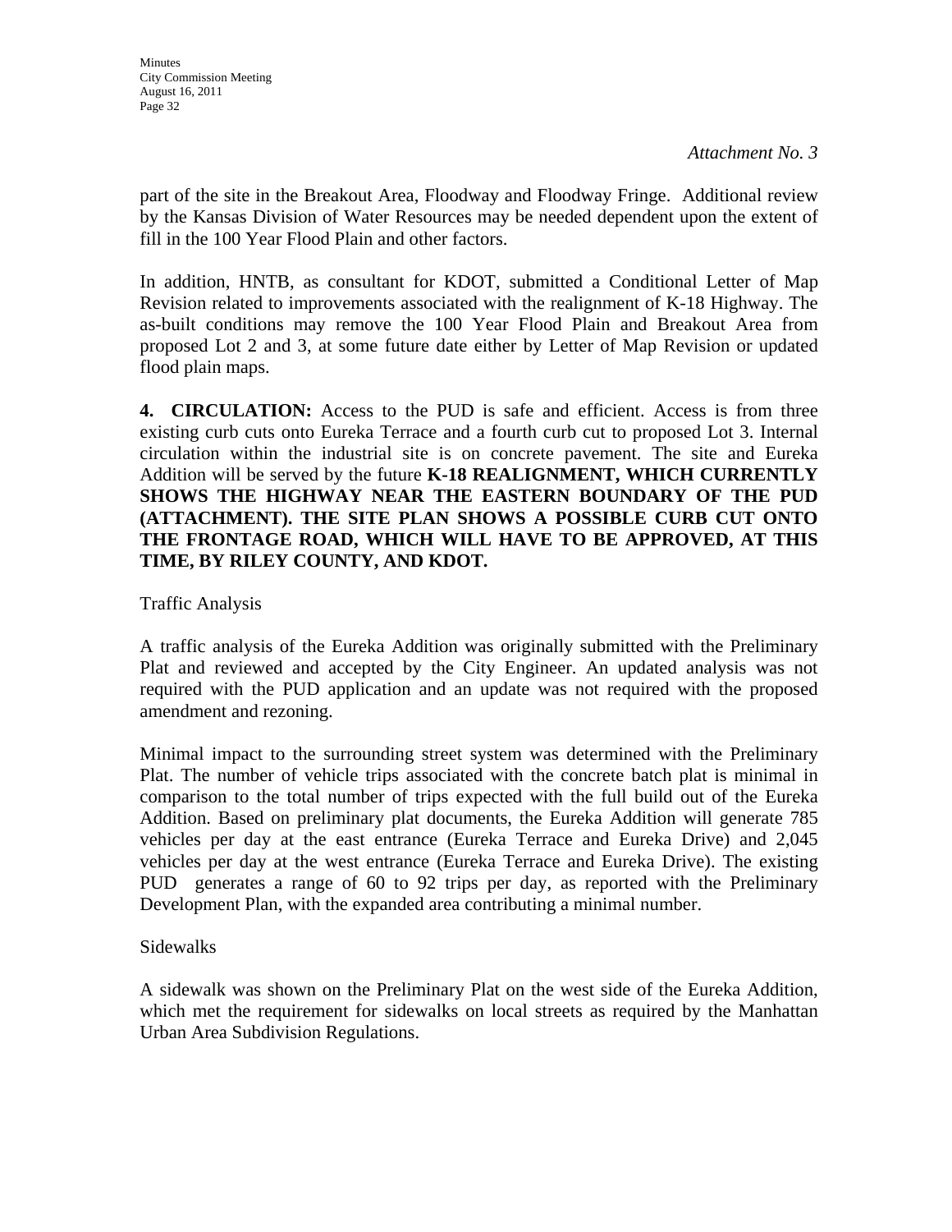*Attachment No. 3*

part of the site in the Breakout Area, Floodway and Floodway Fringe. Additional review by the Kansas Division of Water Resources may be needed dependent upon the extent of fill in the 100 Year Flood Plain and other factors.

In addition, HNTB, as consultant for KDOT, submitted a Conditional Letter of Map Revision related to improvements associated with the realignment of K-18 Highway. The as-built conditions may remove the 100 Year Flood Plain and Breakout Area from proposed Lot 2 and 3, at some future date either by Letter of Map Revision or updated flood plain maps.

**4. CIRCULATION:** Access to the PUD is safe and efficient. Access is from three existing curb cuts onto Eureka Terrace and a fourth curb cut to proposed Lot 3. Internal circulation within the industrial site is on concrete pavement. The site and Eureka Addition will be served by the future **K-18 REALIGNMENT, WHICH CURRENTLY SHOWS THE HIGHWAY NEAR THE EASTERN BOUNDARY OF THE PUD (ATTACHMENT). THE SITE PLAN SHOWS A POSSIBLE CURB CUT ONTO THE FRONTAGE ROAD, WHICH WILL HAVE TO BE APPROVED, AT THIS TIME, BY RILEY COUNTY, AND KDOT.**

Traffic Analysis

A traffic analysis of the Eureka Addition was originally submitted with the Preliminary Plat and reviewed and accepted by the City Engineer. An updated analysis was not required with the PUD application and an update was not required with the proposed amendment and rezoning.

Minimal impact to the surrounding street system was determined with the Preliminary Plat. The number of vehicle trips associated with the concrete batch plat is minimal in comparison to the total number of trips expected with the full build out of the Eureka Addition. Based on preliminary plat documents, the Eureka Addition will generate 785 vehicles per day at the east entrance (Eureka Terrace and Eureka Drive) and 2,045 vehicles per day at the west entrance (Eureka Terrace and Eureka Drive). The existing PUD generates a range of 60 to 92 trips per day, as reported with the Preliminary Development Plan, with the expanded area contributing a minimal number.

Sidewalks

A sidewalk was shown on the Preliminary Plat on the west side of the Eureka Addition, which met the requirement for sidewalks on local streets as required by the Manhattan Urban Area Subdivision Regulations.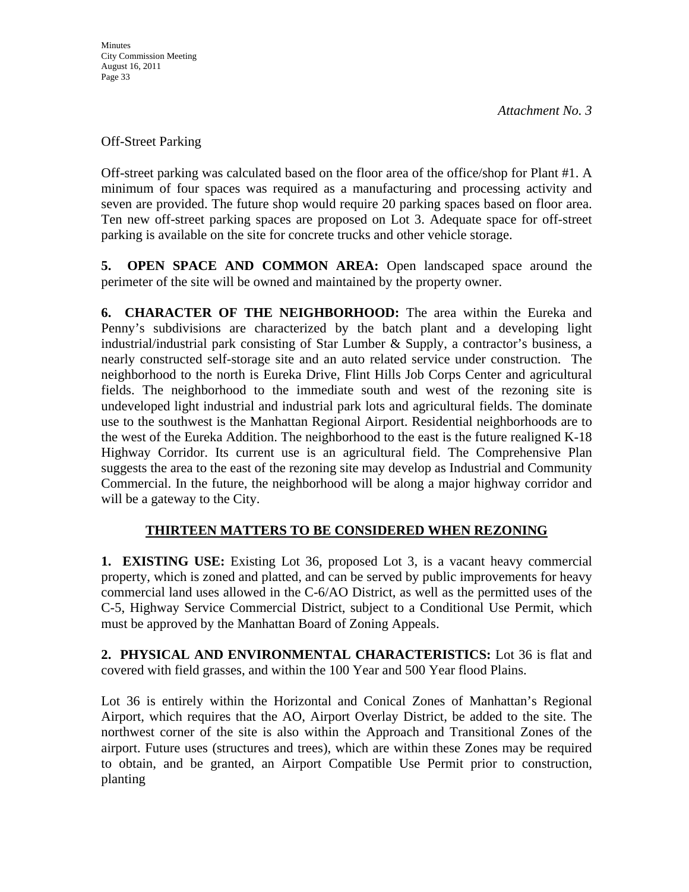*Attachment No. 3*

Off-Street Parking

Off-street parking was calculated based on the floor area of the office/shop for Plant #1. A minimum of four spaces was required as a manufacturing and processing activity and seven are provided. The future shop would require 20 parking spaces based on floor area. Ten new off-street parking spaces are proposed on Lot 3. Adequate space for off-street parking is available on the site for concrete trucks and other vehicle storage.

**5. OPEN SPACE AND COMMON AREA:** Open landscaped space around the perimeter of the site will be owned and maintained by the property owner.

**6. CHARACTER OF THE NEIGHBORHOOD:** The area within the Eureka and Penny's subdivisions are characterized by the batch plant and a developing light industrial/industrial park consisting of Star Lumber & Supply, a contractor's business, a nearly constructed self-storage site and an auto related service under construction. The neighborhood to the north is Eureka Drive, Flint Hills Job Corps Center and agricultural fields. The neighborhood to the immediate south and west of the rezoning site is undeveloped light industrial and industrial park lots and agricultural fields. The dominate use to the southwest is the Manhattan Regional Airport. Residential neighborhoods are to the west of the Eureka Addition. The neighborhood to the east is the future realigned K-18 Highway Corridor. Its current use is an agricultural field. The Comprehensive Plan suggests the area to the east of the rezoning site may develop as Industrial and Community Commercial. In the future, the neighborhood will be along a major highway corridor and will be a gateway to the City.

## THIRTEEN MATTERS TO BE CONSIDERED WHEN REZONING

**1. EXISTING USE:** Existing Lot 36, proposed Lot 3, is a vacant heavy commercial property, which is zoned and platted, and can be served by public improvements for heavy commercial land uses allowed in the C-6/AO District, as well as the permitted uses of the C-5, Highway Service Commercial District, subject to a Conditional Use Permit, which must be approved by the Manhattan Board of Zoning Appeals.

**2. PHYSICAL AND ENVIRONMENTAL CHARACTERISTICS:** Lot 36 is flat and covered with field grasses, and within the 100 Year and 500 Year flood Plains.

Lot 36 is entirely within the Horizontal and Conical Zones of Manhattan's Regional Airport, which requires that the AO, Airport Overlay District, be added to the site. The northwest corner of the site is also within the Approach and Transitional Zones of the airport. Future uses (structures and trees), which are within these Zones may be required to obtain, and be granted, an Airport Compatible Use Permit prior to construction, planting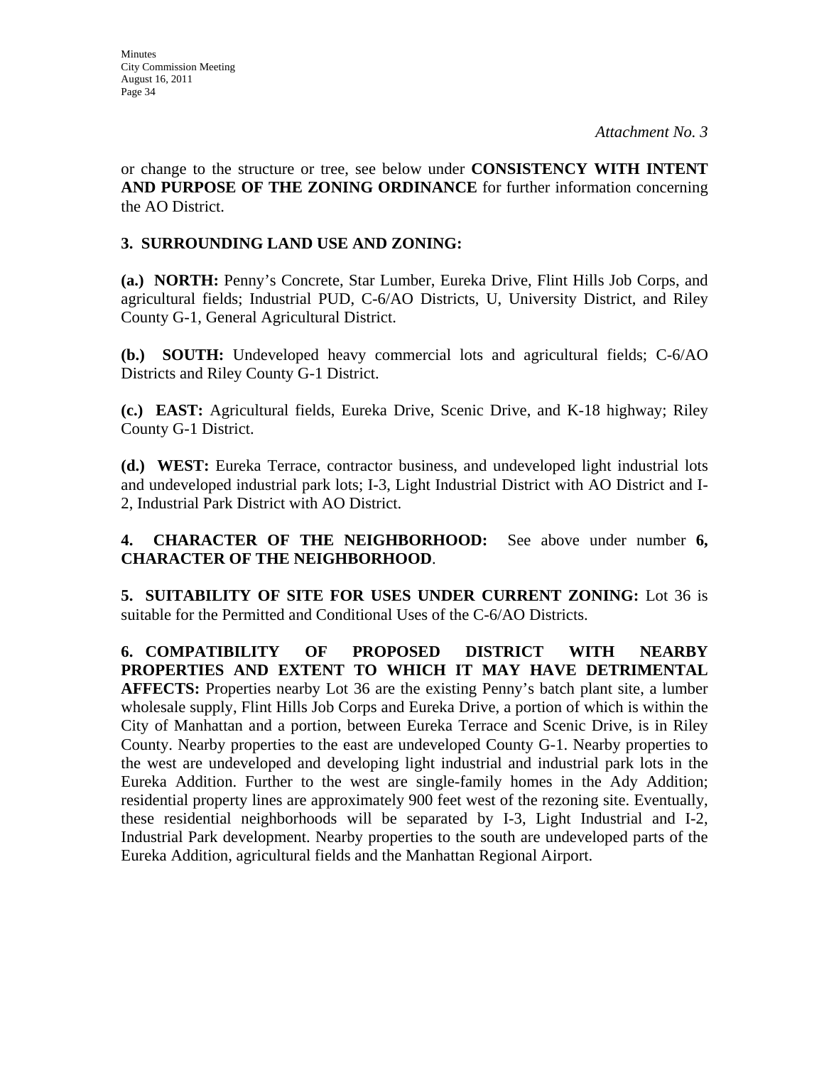*Attachment No. 3*

or change to the structure or tree, see below under **CONSISTENCY WITH INTENT AND PURPOSE OF THE ZONING ORDINANCE** for further information concerning the AO District.

**3. SURROUNDING LAND USE AND ZONING:**

**(a.) NORTH:** Penny's Concrete, Star Lumber, Eureka Drive, Flint Hills Job Corps, and agricultural fields; Industrial PUD, C-6/AO Districts, U, University District, and Riley County G-1, General Agricultural District.

**(b.) SOUTH:** Undeveloped heavy commercial lots and agricultural fields; C-6/AO Districts and Riley County G-1 District.

**(c.) EAST:** Agricultural fields, Eureka Drive, Scenic Drive, and K-18 highway; Riley County G-1 District.

**(d.) WEST:** Eureka Terrace, contractor business, and undeveloped light industrial lots and undeveloped industrial park lots; I-3, Light Industrial District with AO District and I-2, Industrial Park District with AO District.

**4. CHARACTER OF THE NEIGHBORHOOD:** See above under number **6, CHARACTER OF THE NEIGHBORHOOD**.

**5. SUITABILITY OF SITE FOR USES UNDER CURRENT ZONING:** Lot 36 is suitable for the Permitted and Conditional Uses of the C-6/AO Districts.

**6. COMPATIBILITY OF PROPOSED DISTRICT WITH NEARBY PROPERTIES AND EXTENT TO WHICH IT MAY HAVE DETRIMENTAL AFFECTS:** Properties nearby Lot 36 are the existing Penny's batch plant site, a lumber wholesale supply, Flint Hills Job Corps and Eureka Drive, a portion of which is within the City of Manhattan and a portion, between Eureka Terrace and Scenic Drive, is in Riley County. Nearby properties to the east are undeveloped County G-1. Nearby properties to the west are undeveloped and developing light industrial and industrial park lots in the Eureka Addition. Further to the west are single-family homes in the Ady Addition; residential property lines are approximately 900 feet west of the rezoning site. Eventually, these residential neighborhoods will be separated by I-3, Light Industrial and I-2, Industrial Park development. Nearby properties to the south are undeveloped parts of the Eureka Addition, agricultural fields and the Manhattan Regional Airport.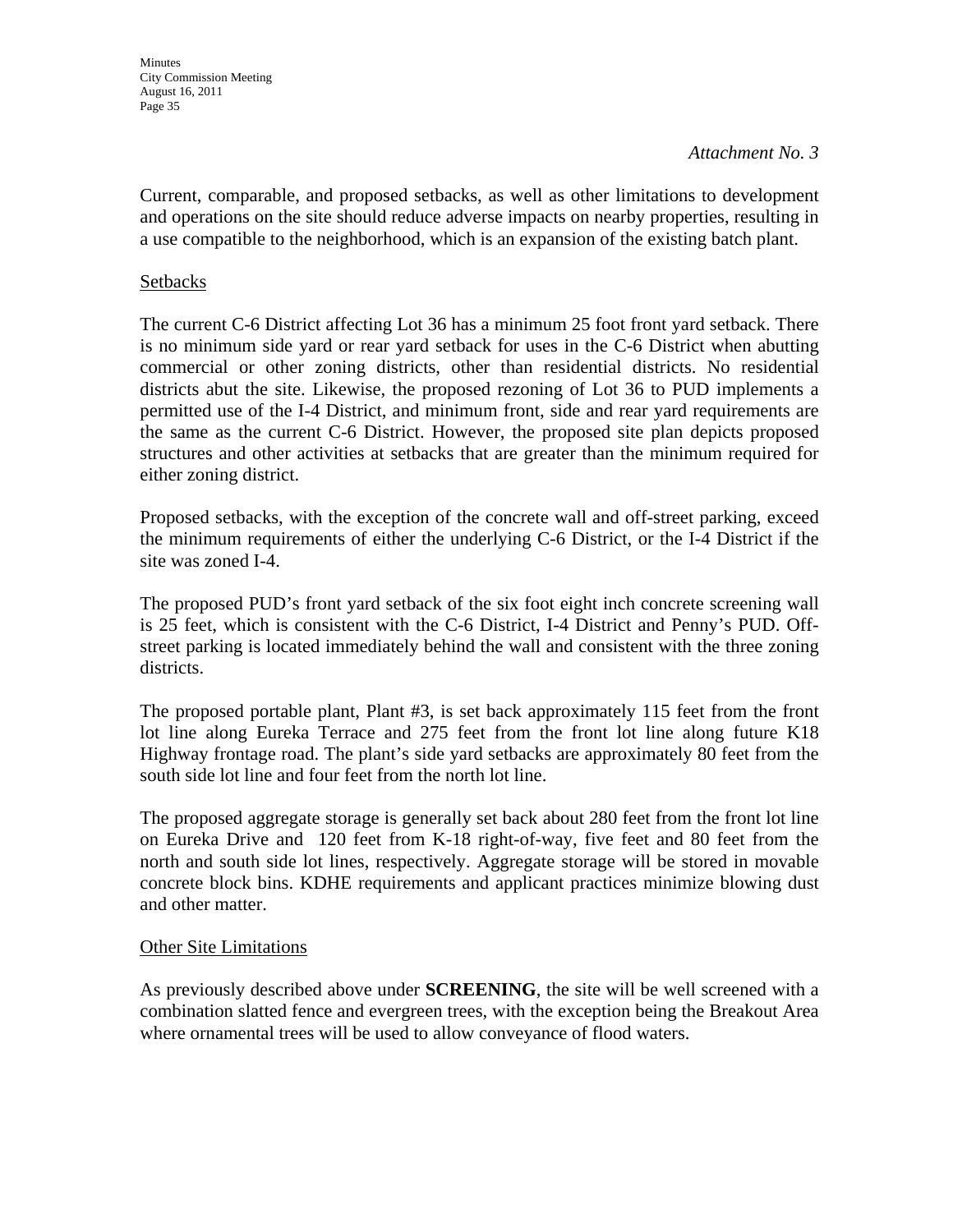*Attachment No. 3*

Current, comparable, and proposed setbacks, as well as other limitations to development and operations on the site should reduce adverse impacts on nearby properties, resulting in a use compatible to the neighborhood, which is an expansion of the existing batch plant.

<u>Setbacks</u>

The current C-6 District affecting Lot 36 has a minimum 25 foot front yard setback. There is no minimum side yard or rear yard setback for uses in the C-6 District when abutting commercial or other zoning districts, other than residential districts. No residential districts abut the site. Likewise, the proposed rezoning of Lot 36 to PUD implements a permitted use of the I-4 District, and minimum front, side and rear yard requirements are the same as the current C-6 District. However, the proposed site plan depicts proposed structures and other activities at setbacks that are greater than the minimum required for either zoning district.

Proposed setbacks, with the exception of the concrete wall and off-street parking, exceed the minimum requirements of either the underlying C-6 District, or the I-4 District if the site was zoned I-4.

The proposed PUD's front yard setback of the six foot eight inch concrete screening wall is 25 feet, which is consistent with the C-6 District, I-4 District and Penny's PUD. Off-street parking is located immediately behind the wall and consistent with the three zoning districts.

The proposed portable plant, Plant #3, is set back approximately 115 feet from the front lot line along Eureka Terrace and 275 feet from the front lot line along future K18 Highway frontage road. The plant's side yard setbacks are approximately 80 feet from the south side lot line and four feet from the north lot line.

The proposed aggregate storage is generally set back about 280 feet from the front lot line on Eureka Drive and 120 feet from K-18 right-of-way, five feet and 80 feet from the north and south side lot lines, respectively. Aggregate storage will be stored in movable concrete block bins. KDHE requirements and applicant practices minimize blowing dust and other matter.

<u>Other Site Limitations</u>

As previously described above under **SCREENING**, the site will be well screened with a combination slatted fence and evergreen trees, with the exception being the Breakout Area where ornamental trees will be used to allow conveyance of flood waters.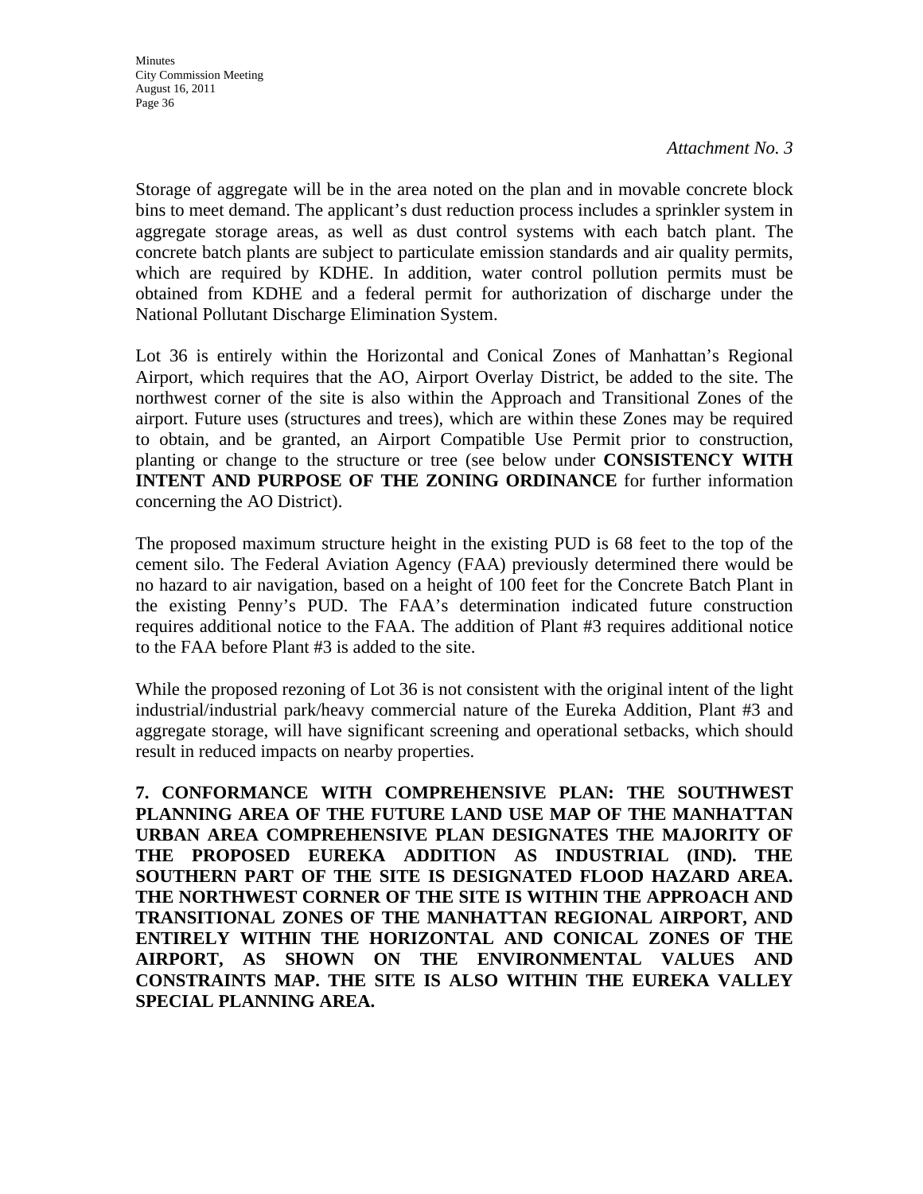*Attachment No. 3*

Storage of aggregate will be in the area noted on the plan and in movable concrete block bins to meet demand. The applicant's dust reduction process includes a sprinkler system in aggregate storage areas, as well as dust control systems with each batch plant. The concrete batch plants are subject to particulate emission standards and air quality permits, which are required by KDHE. In addition, water control pollution permits must be obtained from KDHE and a federal permit for authorization of discharge under the National Pollutant Discharge Elimination System.

Lot 36 is entirely within the Horizontal and Conical Zones of Manhattan's Regional Airport, which requires that the AO, Airport Overlay District, be added to the site. The northwest corner of the site is also within the Approach and Transitional Zones of the airport. Future uses (structures and trees), which are within these Zones may be required to obtain, and be granted, an Airport Compatible Use Permit prior to construction, planting or change to the structure or tree (see below under **CONSISTENCY WITH INTENT AND PURPOSE OF THE ZONING ORDINANCE** for further information concerning the AO District).

The proposed maximum structure height in the existing PUD is 68 feet to the top of the cement silo. The Federal Aviation Agency (FAA) previously determined there would be no hazard to air navigation, based on a height of 100 feet for the Concrete Batch Plant in the existing Penny's PUD. The FAA's determination indicated future construction requires additional notice to the FAA. The addition of Plant #3 requires additional notice to the FAA before Plant #3 is added to the site.

While the proposed rezoning of Lot 36 is not consistent with the original intent of the light industrial/industrial park/heavy commercial nature of the Eureka Addition, Plant #3 and aggregate storage, will have significant screening and operational setbacks, which should result in reduced impacts on nearby properties.

**7. CONFORMANCE WITH COMPREHENSIVE PLAN: THE SOUTHWEST PLANNING AREA OF THE FUTURE LAND USE MAP OF THE MANHATTAN URBAN AREA COMPREHENSIVE PLAN DESIGNATES THE MAJORITY OF THE PROPOSED EUREKA ADDITION AS INDUSTRIAL (IND). THE SOUTHERN PART OF THE SITE IS DESIGNATED FLOOD HAZARD AREA. THE NORTHWEST CORNER OF THE SITE IS WITHIN THE APPROACH AND TRANSITIONAL ZONES OF THE MANHATTAN REGIONAL AIRPORT, AND ENTIRELY WITHIN THE HORIZONTAL AND CONICAL ZONES OF THE AIRPORT, AS SHOWN ON THE ENVIRONMENTAL VALUES AND CONSTRAINTS MAP. THE SITE IS ALSO WITHIN THE EUREKA VALLEY SPECIAL PLANNING AREA.**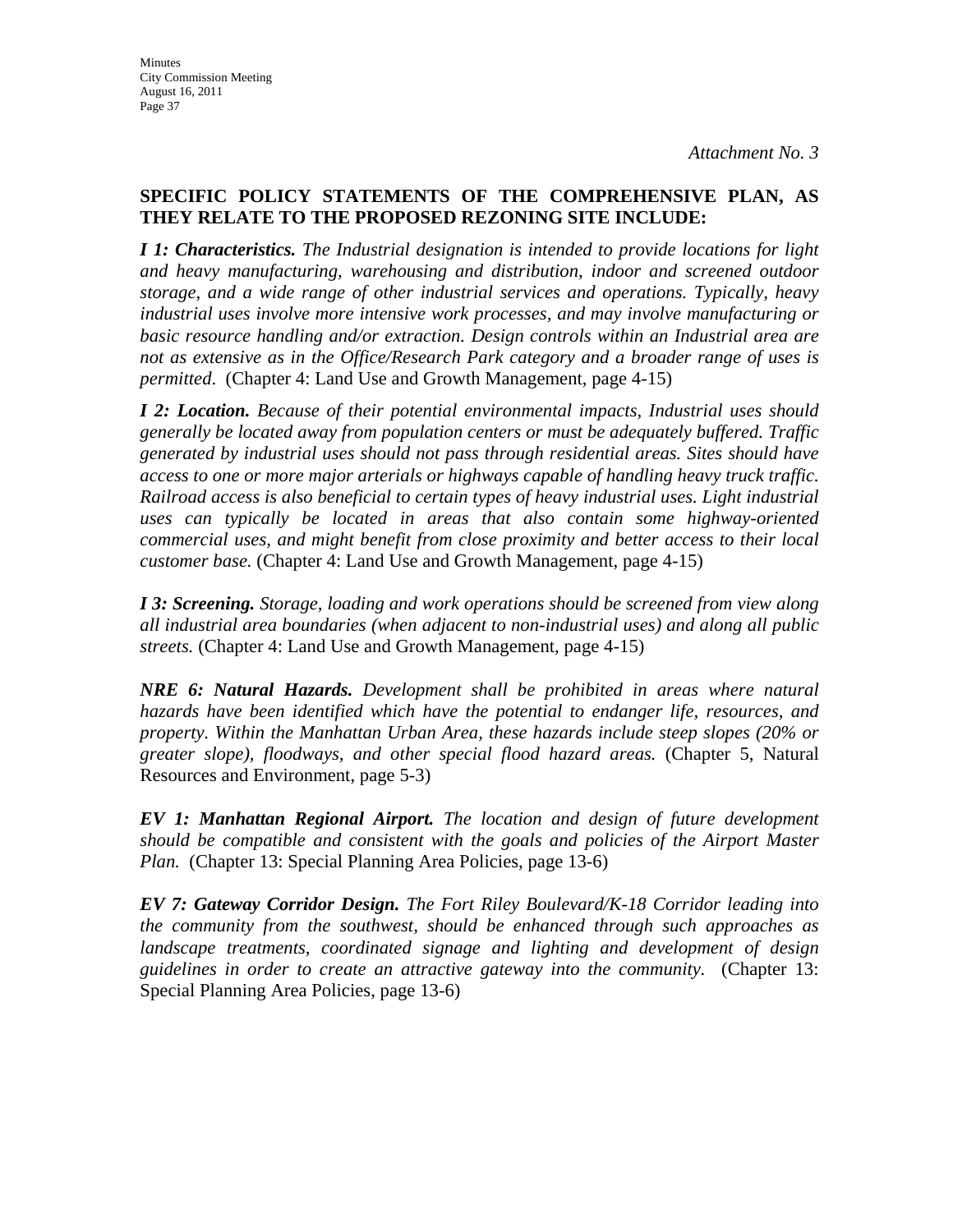*Attachment No. 3*

**SPECIFIC POLICY STATEMENTS OF THE COMPREHENSIVE PLAN, AS THEY RELATE TO THE PROPOSED REZONING SITE INCLUDE:**

***I 1: Characteristics.*** *The Industrial designation is intended to provide locations for light and heavy manufacturing, warehousing and distribution, indoor and screened outdoor storage, and a wide range of other industrial services and operations. Typically, heavy industrial uses involve more intensive work processes, and may involve manufacturing or basic resource handling and/or extraction. Design controls within an Industrial area are not as extensive as in the Office/Research Park category and a broader range of uses is permitted*. (Chapter 4: Land Use and Growth Management, page 4-15)

***I 2: Location.*** *Because of their potential environmental impacts, Industrial uses should generally be located away from population centers or must be adequately buffered. Traffic generated by industrial uses should not pass through residential areas. Sites should have access to one or more major arterials or highways capable of handling heavy truck traffic. Railroad access is also beneficial to certain types of heavy industrial uses. Light industrial uses can typically be located in areas that also contain some highway-oriented commercial uses, and might benefit from close proximity and better access to their local customer base.* (Chapter 4: Land Use and Growth Management, page 4-15)

***I 3: Screening.*** *Storage, loading and work operations should be screened from view along all industrial area boundaries (when adjacent to non-industrial uses) and along all public streets.* (Chapter 4: Land Use and Growth Management, page 4-15)

***NRE 6: Natural Hazards.*** *Development shall be prohibited in areas where natural hazards have been identified which have the potential to endanger life, resources, and property. Within the Manhattan Urban Area, these hazards include steep slopes (20% or greater slope), floodways, and other special flood hazard areas.* (Chapter 5, Natural Resources and Environment, page 5-3)

***EV 1: Manhattan Regional Airport.*** *The location and design of future development should be compatible and consistent with the goals and policies of the Airport Master Plan.* (Chapter 13: Special Planning Area Policies, page 13-6)

***EV 7: Gateway Corridor Design.*** *The Fort Riley Boulevard/K-18 Corridor leading into the community from the southwest, should be enhanced through such approaches as landscape treatments, coordinated signage and lighting and development of design guidelines in order to create an attractive gateway into the community.* (Chapter 13: Special Planning Area Policies, page 13-6)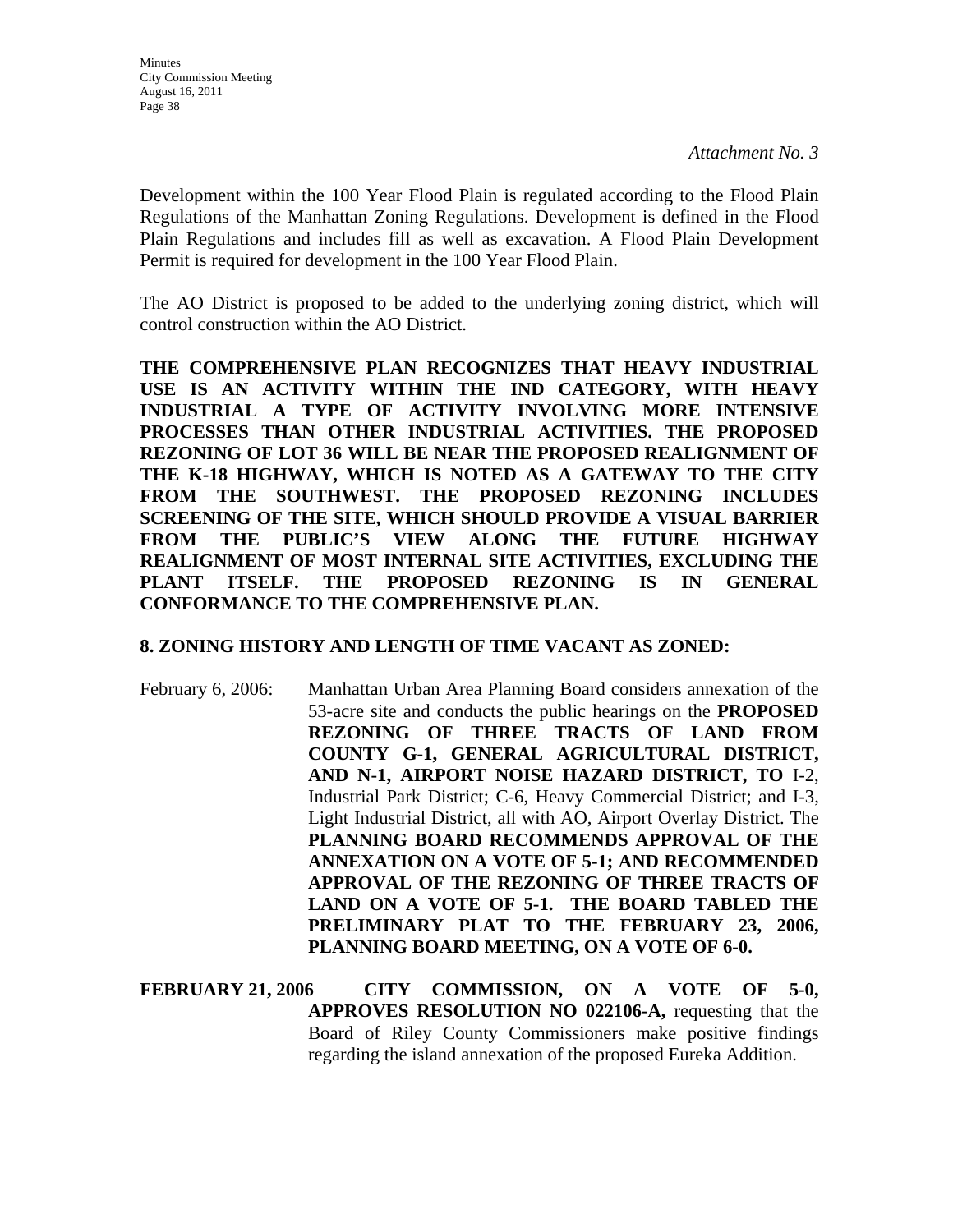*Attachment No. 3*

Development within the 100 Year Flood Plain is regulated according to the Flood Plain Regulations of the Manhattan Zoning Regulations. Development is defined in the Flood Plain Regulations and includes fill as well as excavation. A Flood Plain Development Permit is required for development in the 100 Year Flood Plain.

The AO District is proposed to be added to the underlying zoning district, which will control construction within the AO District.

**THE COMPREHENSIVE PLAN RECOGNIZES THAT HEAVY INDUSTRIAL USE IS AN ACTIVITY WITHIN THE IND CATEGORY, WITH HEAVY INDUSTRIAL A TYPE OF ACTIVITY INVOLVING MORE INTENSIVE PROCESSES THAN OTHER INDUSTRIAL ACTIVITIES. THE PROPOSED REZONING OF LOT 36 WILL BE NEAR THE PROPOSED REALIGNMENT OF THE K-18 HIGHWAY, WHICH IS NOTED AS A GATEWAY TO THE CITY FROM THE SOUTHWEST. THE PROPOSED REZONING INCLUDES SCREENING OF THE SITE, WHICH SHOULD PROVIDE A VISUAL BARRIER FROM THE PUBLIC'S VIEW ALONG THE FUTURE HIGHWAY REALIGNMENT OF MOST INTERNAL SITE ACTIVITIES, EXCLUDING THE PLANT ITSELF. THE PROPOSED REZONING IS IN GENERAL CONFORMANCE TO THE COMPREHENSIVE PLAN.**

**8. ZONING HISTORY AND LENGTH OF TIME VACANT AS ZONED:**

February 6, 2006: Manhattan Urban Area Planning Board considers annexation of the 53-acre site and conducts the public hearings on the **PROPOSED REZONING OF THREE TRACTS OF LAND FROM COUNTY G-1, GENERAL AGRICULTURAL DISTRICT, AND N-1, AIRPORT NOISE HAZARD DISTRICT, TO** I-2, Industrial Park District; C-6, Heavy Commercial District; and I-3, Light Industrial District, all with AO, Airport Overlay District. The **PLANNING BOARD RECOMMENDS APPROVAL OF THE ANNEXATION ON A VOTE OF 5-1; AND RECOMMENDED APPROVAL OF THE REZONING OF THREE TRACTS OF LAND ON A VOTE OF 5-1. THE BOARD TABLED THE PRELIMINARY PLAT TO THE FEBRUARY 23, 2006, PLANNING BOARD MEETING, ON A VOTE OF 6-0.**

**FEBRUARY 21, 2006** **CITY COMMISSION, ON A VOTE OF 5-0, APPROVES RESOLUTION NO 022106-A,** requesting that the Board of Riley County Commissioners make positive findings regarding the island annexation of the proposed Eureka Addition.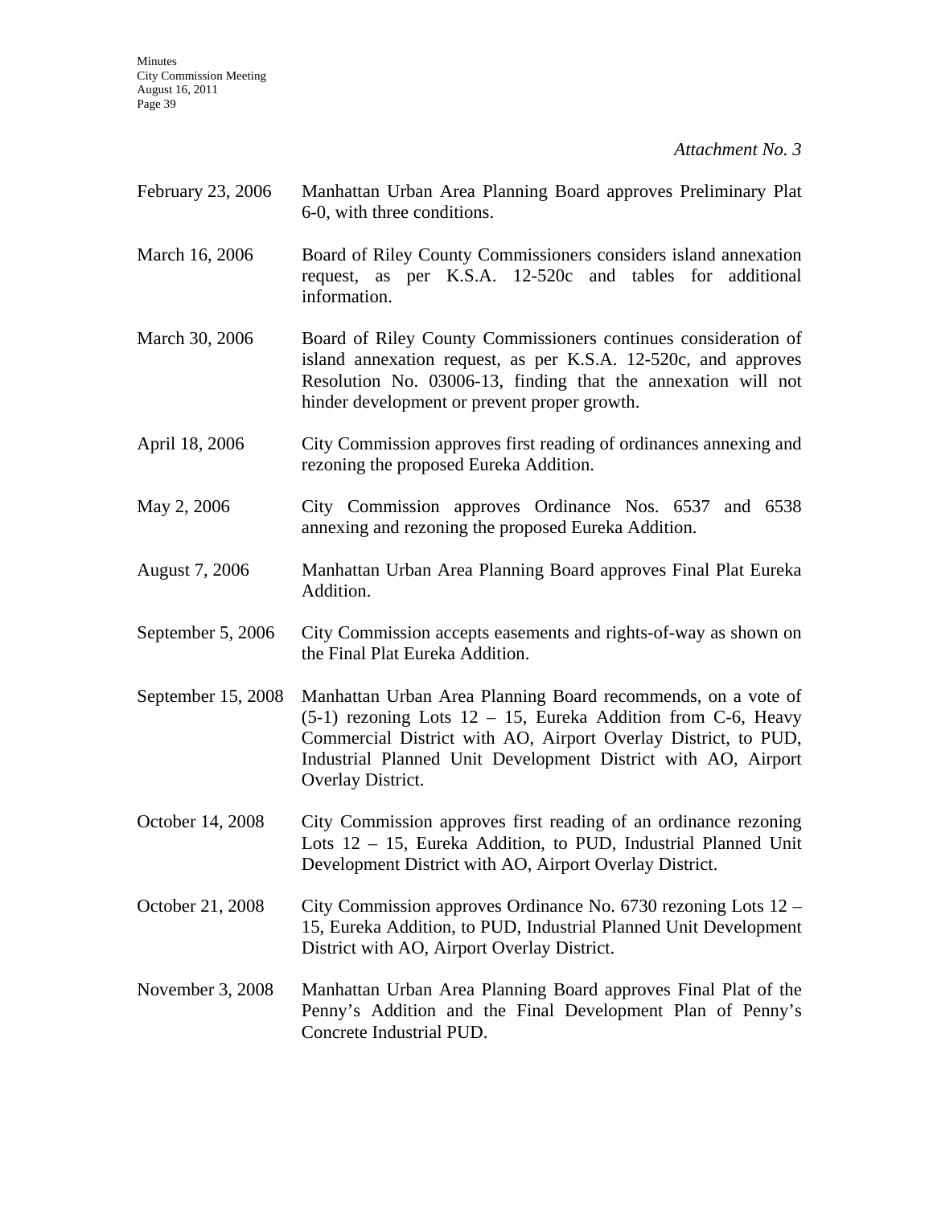*Attachment No. 3*

| | |
|---|---|
| February 23, 2006 | Manhattan Urban Area Planning Board approves Preliminary Plat 6-0, with three conditions. |
| March 16, 2006 | Board of Riley County Commissioners considers island annexation request, as per K.S.A. 12-520c and tables for additional information. |
| March 30, 2006 | Board of Riley County Commissioners continues consideration of island annexation request, as per K.S.A. 12-520c, and approves Resolution No. 03006-13, finding that the annexation will not hinder development or prevent proper growth. |
| April 18, 2006 | City Commission approves first reading of ordinances annexing and rezoning the proposed Eureka Addition. |
| May 2, 2006 | City Commission approves Ordinance Nos. 6537 and 6538 annexing and rezoning the proposed Eureka Addition. |
| August 7, 2006 | Manhattan Urban Area Planning Board approves Final Plat Eureka Addition. |
| September 5, 2006 | City Commission accepts easements and rights-of-way as shown on the Final Plat Eureka Addition. |
| September 15, 2008 | Manhattan Urban Area Planning Board recommends, on a vote of (5-1) rezoning Lots 12 – 15, Eureka Addition from C-6, Heavy Commercial District with AO, Airport Overlay District, to PUD, Industrial Planned Unit Development District with AO, Airport Overlay District. |
| October 14, 2008 | City Commission approves first reading of an ordinance rezoning Lots 12 – 15, Eureka Addition, to PUD, Industrial Planned Unit Development District with AO, Airport Overlay District. |
| October 21, 2008 | City Commission approves Ordinance No. 6730 rezoning Lots 12 – 15, Eureka Addition, to PUD, Industrial Planned Unit Development District with AO, Airport Overlay District. |
| November 3, 2008 | Manhattan Urban Area Planning Board approves Final Plat of the Penny's Addition and the Final Development Plan of Penny's Concrete Industrial PUD. |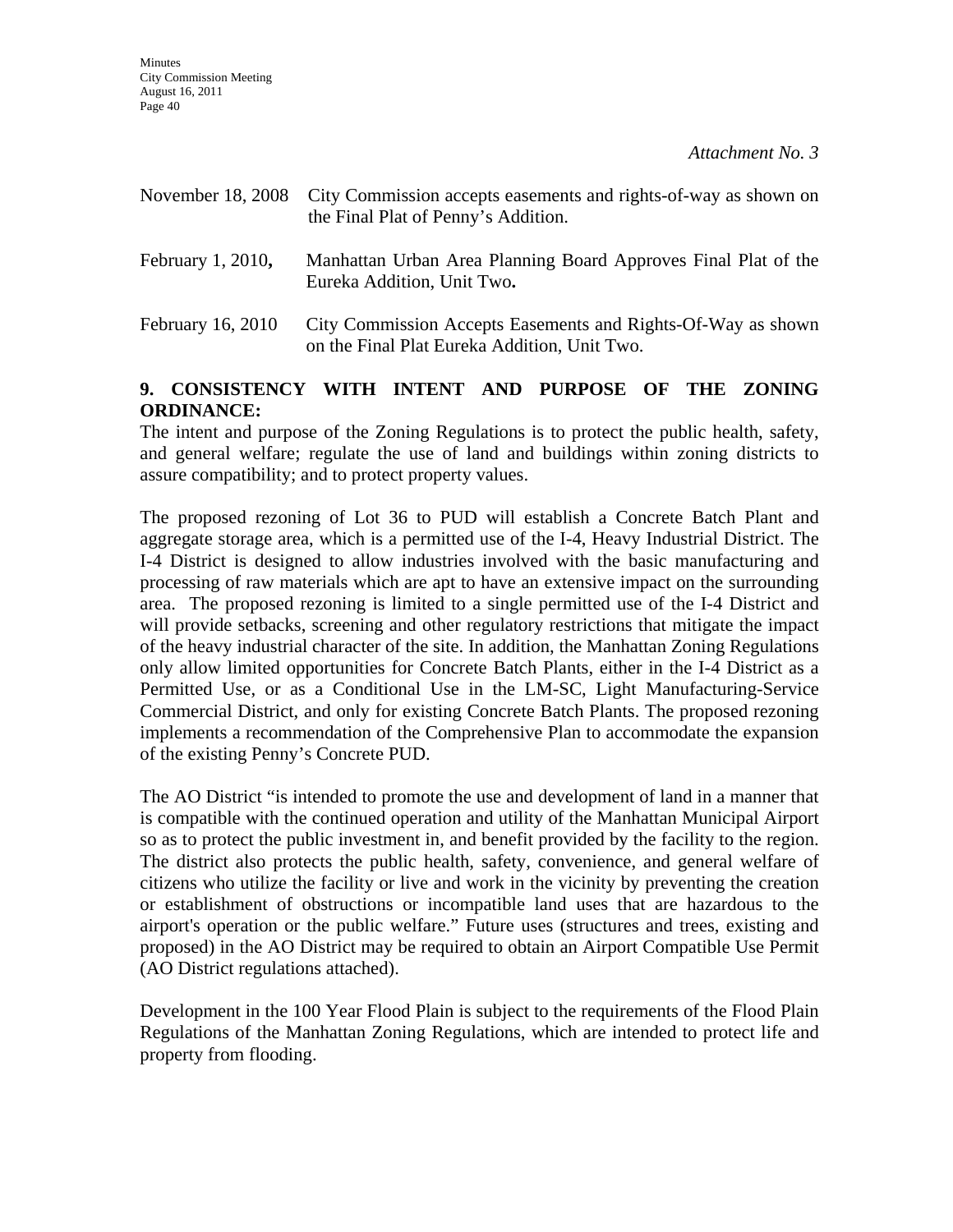*Attachment No. 3*

| | |
|---|---|
| November 18, 2008 | City Commission accepts easements and rights-of-way as shown on the Final Plat of Penny's Addition. |
| February 1, 2010**,** | Manhattan Urban Area Planning Board Approves Final Plat of the Eureka Addition, Unit Two**.** |
| February 16, 2010 | City Commission Accepts Easements and Rights-Of-Way as shown on the Final Plat Eureka Addition, Unit Two. |

**9. CONSISTENCY WITH INTENT AND PURPOSE OF THE ZONING ORDINANCE:**

The intent and purpose of the Zoning Regulations is to protect the public health, safety, and general welfare; regulate the use of land and buildings within zoning districts to assure compatibility; and to protect property values.

The proposed rezoning of Lot 36 to PUD will establish a Concrete Batch Plant and aggregate storage area, which is a permitted use of the I-4, Heavy Industrial District. The I-4 District is designed to allow industries involved with the basic manufacturing and processing of raw materials which are apt to have an extensive impact on the surrounding area. The proposed rezoning is limited to a single permitted use of the I-4 District and will provide setbacks, screening and other regulatory restrictions that mitigate the impact of the heavy industrial character of the site. In addition, the Manhattan Zoning Regulations only allow limited opportunities for Concrete Batch Plants, either in the I-4 District as a Permitted Use, or as a Conditional Use in the LM-SC, Light Manufacturing-Service Commercial District, and only for existing Concrete Batch Plants. The proposed rezoning implements a recommendation of the Comprehensive Plan to accommodate the expansion of the existing Penny's Concrete PUD.

The AO District "is intended to promote the use and development of land in a manner that is compatible with the continued operation and utility of the Manhattan Municipal Airport so as to protect the public investment in, and benefit provided by the facility to the region. The district also protects the public health, safety, convenience, and general welfare of citizens who utilize the facility or live and work in the vicinity by preventing the creation or establishment of obstructions or incompatible land uses that are hazardous to the airport's operation or the public welfare." Future uses (structures and trees, existing and proposed) in the AO District may be required to obtain an Airport Compatible Use Permit (AO District regulations attached).

Development in the 100 Year Flood Plain is subject to the requirements of the Flood Plain Regulations of the Manhattan Zoning Regulations, which are intended to protect life and property from flooding.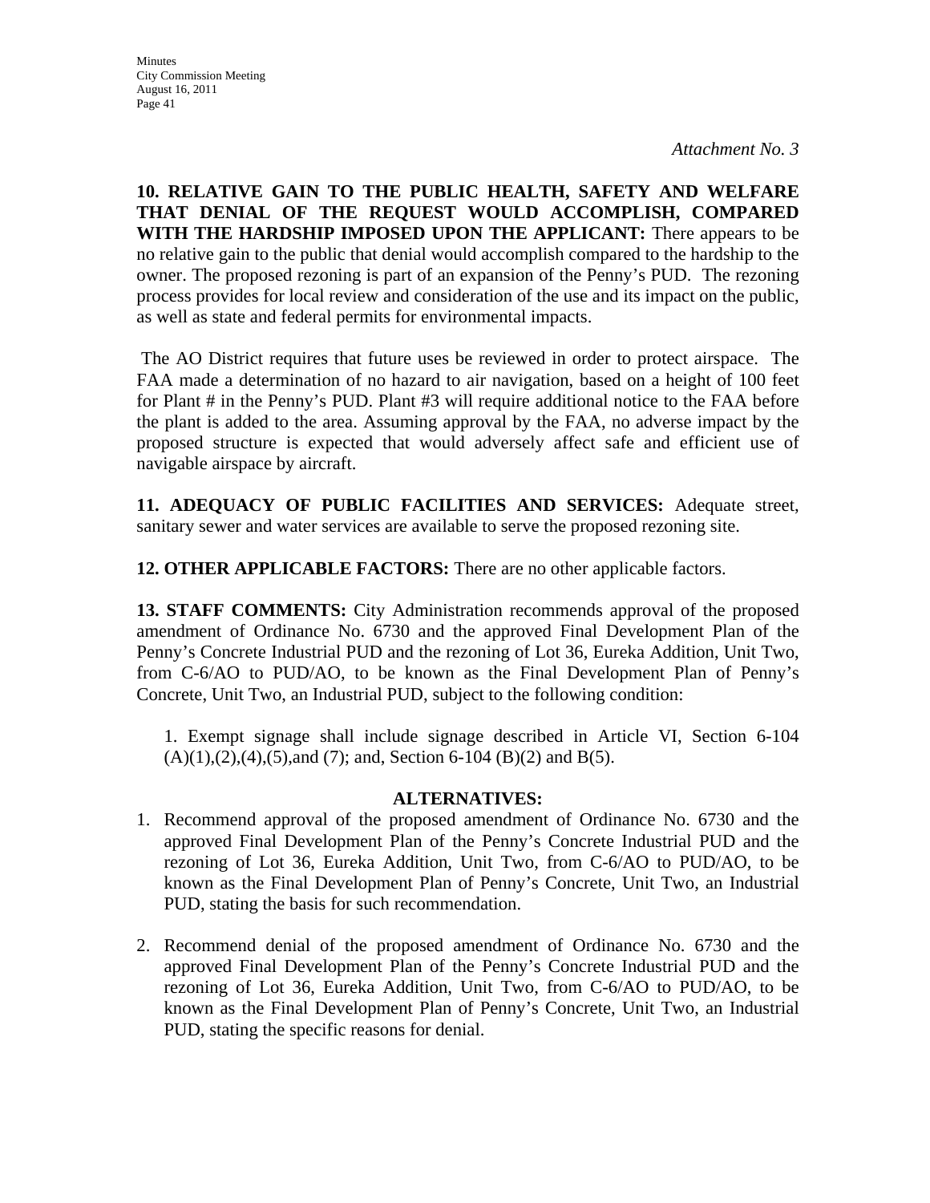*Attachment No. 3*

**10. RELATIVE GAIN TO THE PUBLIC HEALTH, SAFETY AND WELFARE THAT DENIAL OF THE REQUEST WOULD ACCOMPLISH, COMPARED WITH THE HARDSHIP IMPOSED UPON THE APPLICANT:** There appears to be no relative gain to the public that denial would accomplish compared to the hardship to the owner. The proposed rezoning is part of an expansion of the Penny's PUD. The rezoning process provides for local review and consideration of the use and its impact on the public, as well as state and federal permits for environmental impacts.

The AO District requires that future uses be reviewed in order to protect airspace. The FAA made a determination of no hazard to air navigation, based on a height of 100 feet for Plant # in the Penny's PUD. Plant #3 will require additional notice to the FAA before the plant is added to the area. Assuming approval by the FAA, no adverse impact by the proposed structure is expected that would adversely affect safe and efficient use of navigable airspace by aircraft.

**11. ADEQUACY OF PUBLIC FACILITIES AND SERVICES:** Adequate street, sanitary sewer and water services are available to serve the proposed rezoning site.

**12. OTHER APPLICABLE FACTORS:** There are no other applicable factors.

**13. STAFF COMMENTS:** City Administration recommends approval of the proposed amendment of Ordinance No. 6730 and the approved Final Development Plan of the Penny's Concrete Industrial PUD and the rezoning of Lot 36, Eureka Addition, Unit Two, from C-6/AO to PUD/AO, to be known as the Final Development Plan of Penny's Concrete, Unit Two, an Industrial PUD, subject to the following condition:

1. Exempt signage shall include signage described in Article VI, Section 6-104 (A)(1),(2),(4),(5),and (7); and, Section 6-104 (B)(2) and B(5).

**ALTERNATIVES:**

1. Recommend approval of the proposed amendment of Ordinance No. 6730 and the approved Final Development Plan of the Penny's Concrete Industrial PUD and the rezoning of Lot 36, Eureka Addition, Unit Two, from C-6/AO to PUD/AO, to be known as the Final Development Plan of Penny's Concrete, Unit Two, an Industrial PUD, stating the basis for such recommendation.

2. Recommend denial of the proposed amendment of Ordinance No. 6730 and the approved Final Development Plan of the Penny's Concrete Industrial PUD and the rezoning of Lot 36, Eureka Addition, Unit Two, from C-6/AO to PUD/AO, to be known as the Final Development Plan of Penny's Concrete, Unit Two, an Industrial PUD, stating the specific reasons for denial.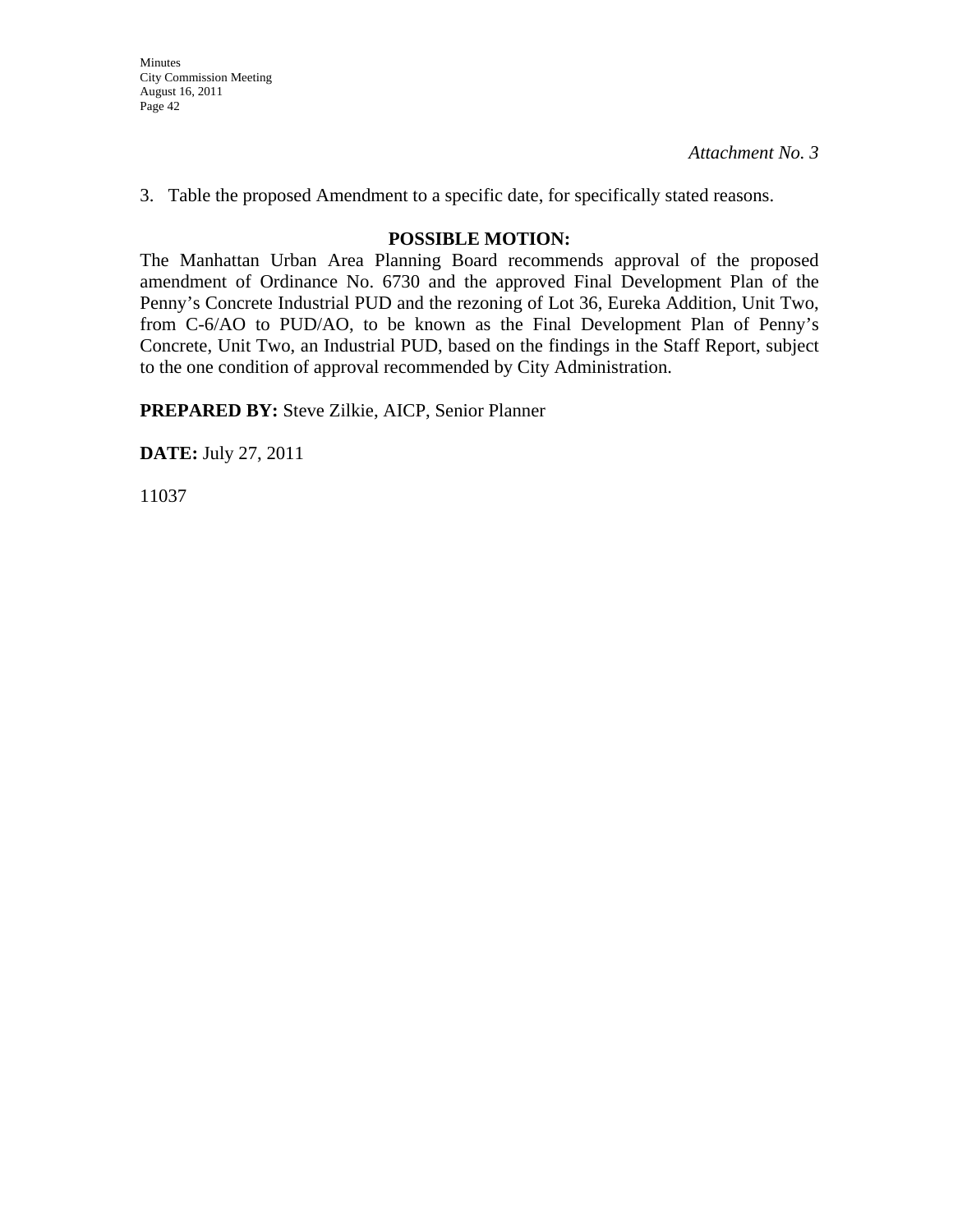*Attachment No. 3*

3. Table the proposed Amendment to a specific date, for specifically stated reasons.

**POSSIBLE MOTION:**

The Manhattan Urban Area Planning Board recommends approval of the proposed amendment of Ordinance No. 6730 and the approved Final Development Plan of the Penny's Concrete Industrial PUD and the rezoning of Lot 36, Eureka Addition, Unit Two, from C-6/AO to PUD/AO, to be known as the Final Development Plan of Penny's Concrete, Unit Two, an Industrial PUD, based on the findings in the Staff Report, subject to the one condition of approval recommended by City Administration.

**PREPARED BY:** Steve Zilkie, AICP, Senior Planner

**DATE:** July 27, 2011

11037